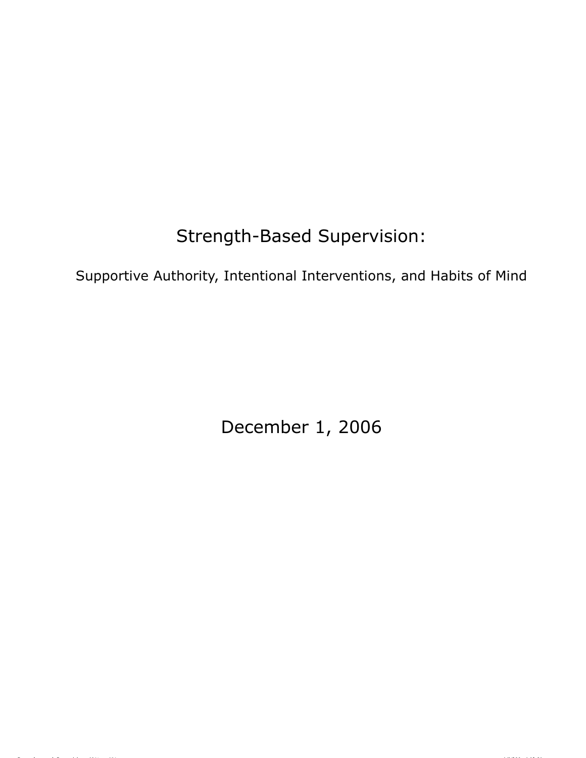# Strength-Based Supervision:

## Supportive Authority, Intentional Interventions, and Habits of Mind

December 1, 2006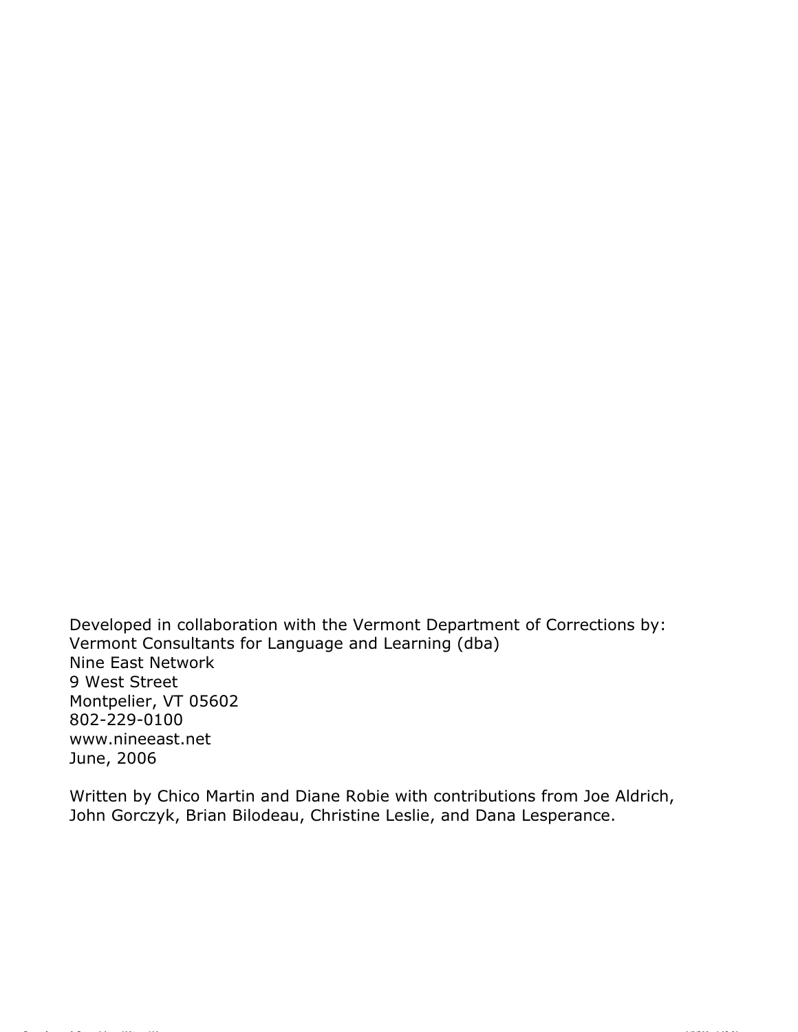Developed in collaboration with the Vermont Department of Corrections by:
Vermont Consultants for Language and Learning (dba)
Nine East Network
9 West Street
Montpelier, VT 05602
802-229-0100
www.nineeast.net
June, 2006

Written by Chico Martin and Diane Robie with contributions from Joe Aldrich, John Gorczyk, Brian Bilodeau, Christine Leslie, and Dana Lesperance.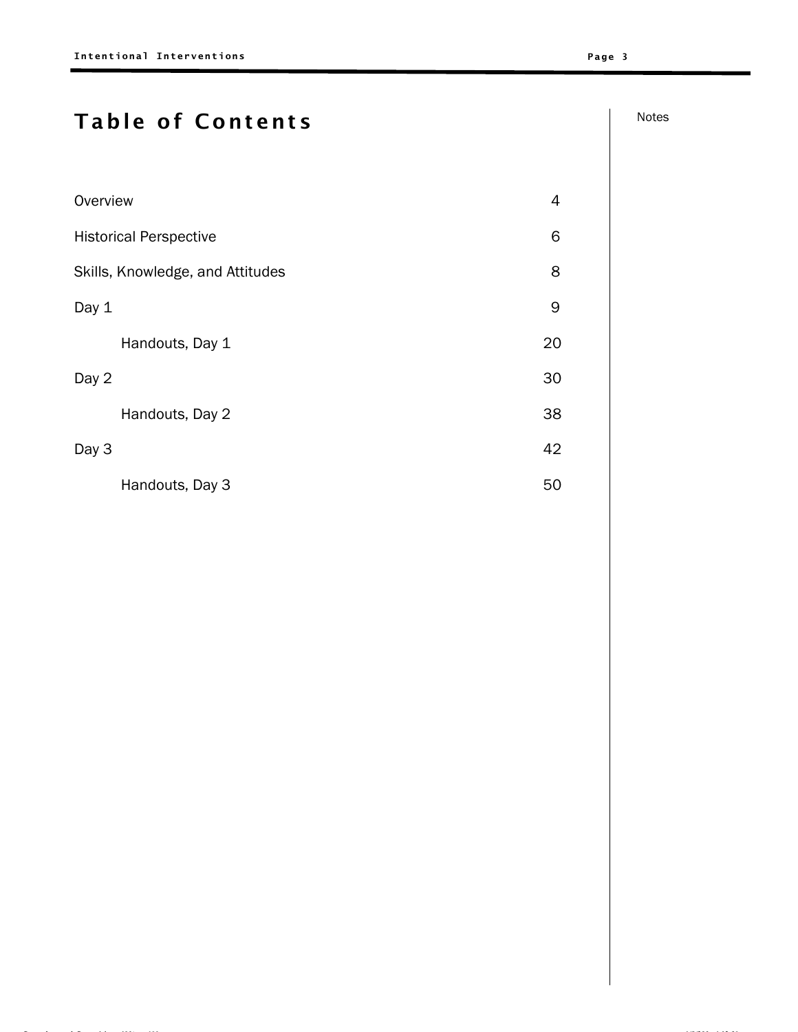# Table of Contents

| | |
|---|---|
| Overview | 4 |
| Historical Perspective | 6 |
| Skills, Knowledge, and Attitudes | 8 |
| Day 1 | 9 |
| Handouts, Day 1 | 20 |
| Day 2 | 30 |
| Handouts, Day 2 | 38 |
| Day 3 | 42 |
| Handouts, Day 3 | 50 |

Notes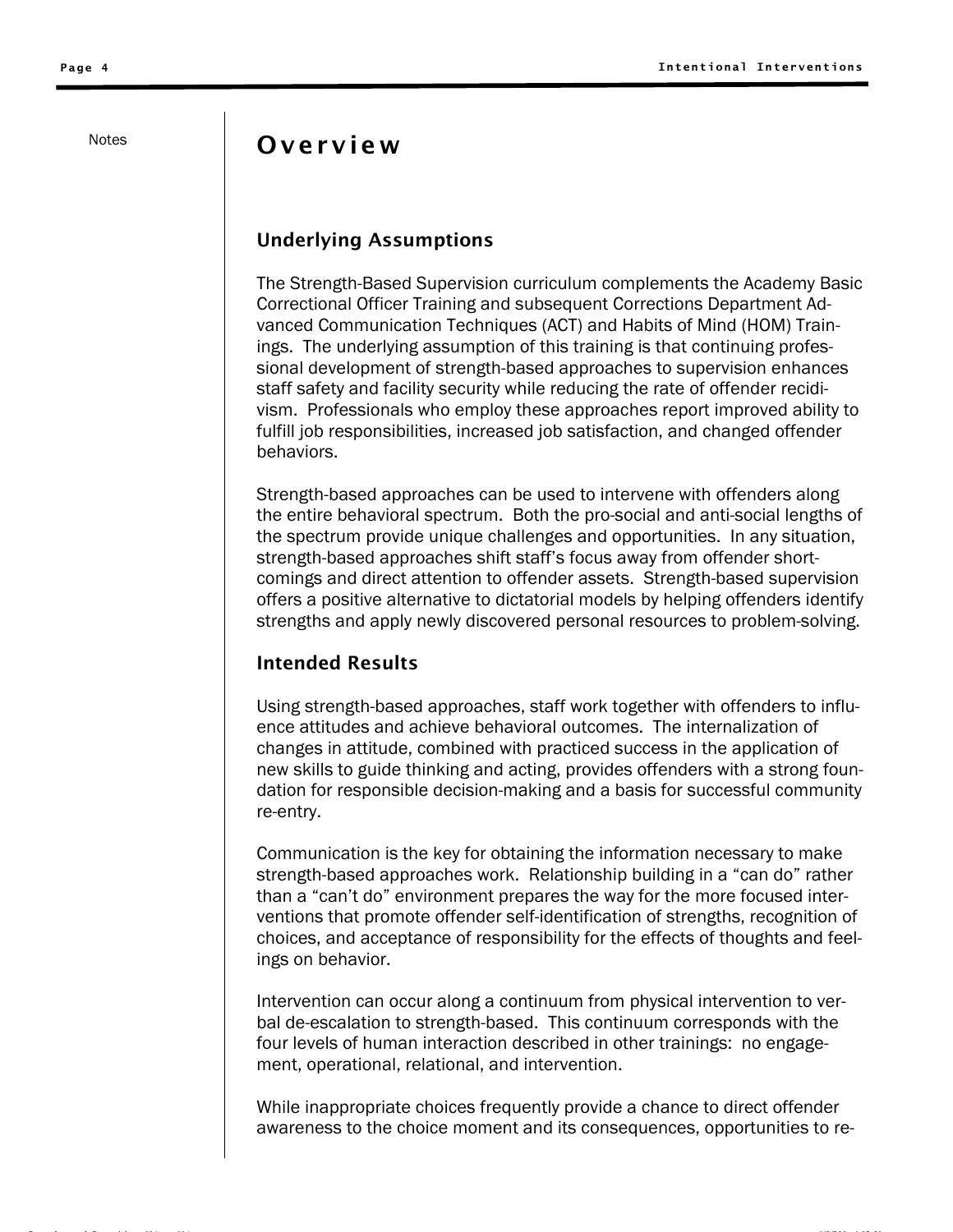Notes

# Overview

## Underlying Assumptions

The Strength-Based Supervision curriculum complements the Academy Basic Correctional Officer Training and subsequent Corrections Department Advanced Communication Techniques (ACT) and Habits of Mind (HOM) Trainings. The underlying assumption of this training is that continuing professional development of strength-based approaches to supervision enhances staff safety and facility security while reducing the rate of offender recidivism. Professionals who employ these approaches report improved ability to fulfill job responsibilities, increased job satisfaction, and changed offender behaviors.

Strength-based approaches can be used to intervene with offenders along the entire behavioral spectrum. Both the pro-social and anti-social lengths of the spectrum provide unique challenges and opportunities. In any situation, strength-based approaches shift staff's focus away from offender shortcomings and direct attention to offender assets. Strength-based supervision offers a positive alternative to dictatorial models by helping offenders identify strengths and apply newly discovered personal resources to problem-solving.

## Intended Results

Using strength-based approaches, staff work together with offenders to influence attitudes and achieve behavioral outcomes. The internalization of changes in attitude, combined with practiced success in the application of new skills to guide thinking and acting, provides offenders with a strong foundation for responsible decision-making and a basis for successful community re-entry.

Communication is the key for obtaining the information necessary to make strength-based approaches work. Relationship building in a "can do" rather than a "can't do" environment prepares the way for the more focused interventions that promote offender self-identification of strengths, recognition of choices, and acceptance of responsibility for the effects of thoughts and feelings on behavior.

Intervention can occur along a continuum from physical intervention to verbal de-escalation to strength-based. This continuum corresponds with the four levels of human interaction described in other trainings: no engagement, operational, relational, and intervention.

While inappropriate choices frequently provide a chance to direct offender awareness to the choice moment and its consequences, opportunities to re-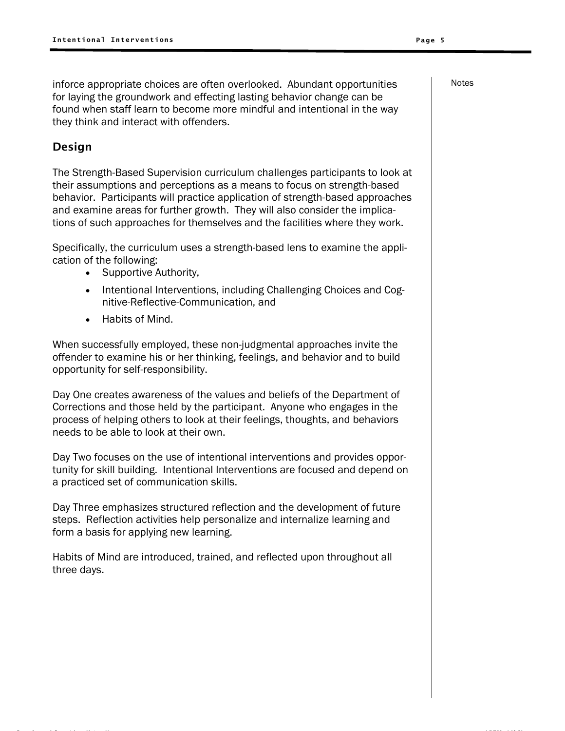inforce appropriate choices are often overlooked. Abundant opportunities for laying the groundwork and effecting lasting behavior change can be found when staff learn to become more mindful and intentional in the way they think and interact with offenders.

## Design

The Strength-Based Supervision curriculum challenges participants to look at their assumptions and perceptions as a means to focus on strength-based behavior. Participants will practice application of strength-based approaches and examine areas for further growth. They will also consider the implications of such approaches for themselves and the facilities where they work.

Specifically, the curriculum uses a strength-based lens to examine the application of the following:

- Supportive Authority,
- Intentional Interventions, including Challenging Choices and Cognitive-Reflective-Communication, and
- Habits of Mind.

When successfully employed, these non-judgmental approaches invite the offender to examine his or her thinking, feelings, and behavior and to build opportunity for self-responsibility.

Day One creates awareness of the values and beliefs of the Department of Corrections and those held by the participant. Anyone who engages in the process of helping others to look at their feelings, thoughts, and behaviors needs to be able to look at their own.

Day Two focuses on the use of intentional interventions and provides opportunity for skill building. Intentional Interventions are focused and depend on a practiced set of communication skills.

Day Three emphasizes structured reflection and the development of future steps. Reflection activities help personalize and internalize learning and form a basis for applying new learning.

Habits of Mind are introduced, trained, and reflected upon throughout all three days.

Notes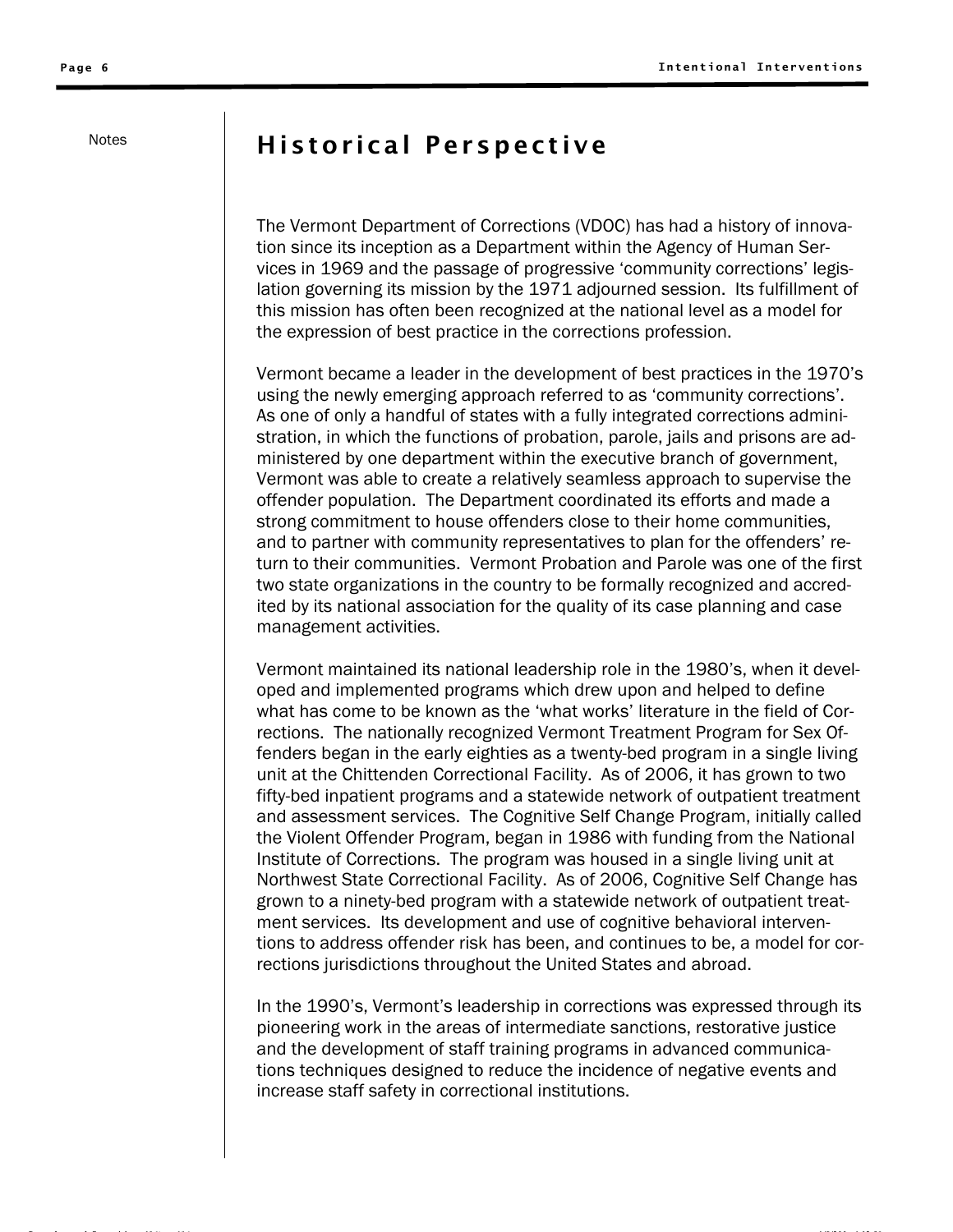Notes

# Historical Perspective

The Vermont Department of Corrections (VDOC) has had a history of innovation since its inception as a Department within the Agency of Human Services in 1969 and the passage of progressive 'community corrections' legislation governing its mission by the 1971 adjourned session. Its fulfillment of this mission has often been recognized at the national level as a model for the expression of best practice in the corrections profession.

Vermont became a leader in the development of best practices in the 1970's using the newly emerging approach referred to as 'community corrections'. As one of only a handful of states with a fully integrated corrections administration, in which the functions of probation, parole, jails and prisons are administered by one department within the executive branch of government, Vermont was able to create a relatively seamless approach to supervise the offender population. The Department coordinated its efforts and made a strong commitment to house offenders close to their home communities, and to partner with community representatives to plan for the offenders' return to their communities. Vermont Probation and Parole was one of the first two state organizations in the country to be formally recognized and accredited by its national association for the quality of its case planning and case management activities.

Vermont maintained its national leadership role in the 1980's, when it developed and implemented programs which drew upon and helped to define what has come to be known as the 'what works' literature in the field of Corrections. The nationally recognized Vermont Treatment Program for Sex Offenders began in the early eighties as a twenty-bed program in a single living unit at the Chittenden Correctional Facility. As of 2006, it has grown to two fifty-bed inpatient programs and a statewide network of outpatient treatment and assessment services. The Cognitive Self Change Program, initially called the Violent Offender Program, began in 1986 with funding from the National Institute of Corrections. The program was housed in a single living unit at Northwest State Correctional Facility. As of 2006, Cognitive Self Change has grown to a ninety-bed program with a statewide network of outpatient treatment services. Its development and use of cognitive behavioral interventions to address offender risk has been, and continues to be, a model for corrections jurisdictions throughout the United States and abroad.

In the 1990's, Vermont's leadership in corrections was expressed through its pioneering work in the areas of intermediate sanctions, restorative justice and the development of staff training programs in advanced communications techniques designed to reduce the incidence of negative events and increase staff safety in correctional institutions.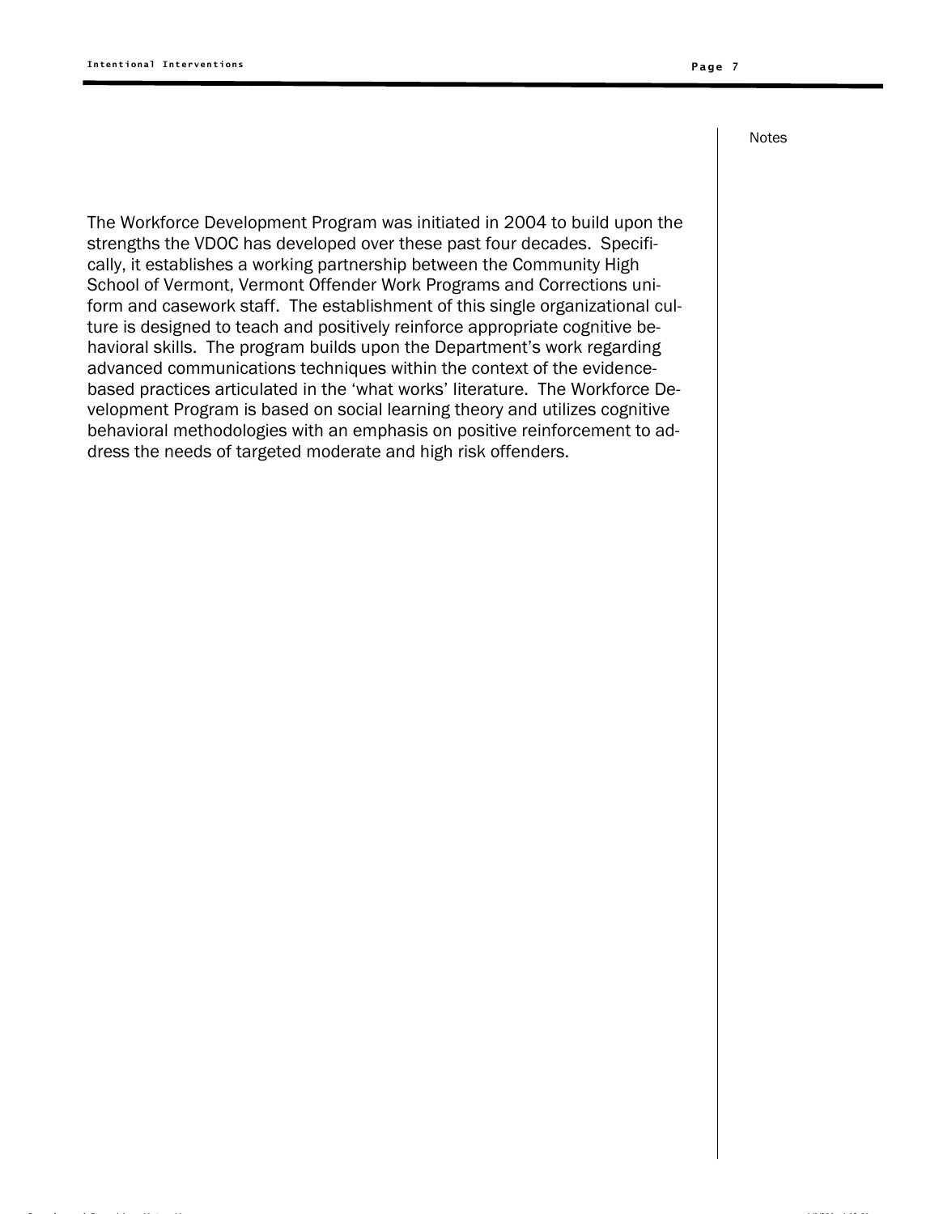Notes

The Workforce Development Program was initiated in 2004 to build upon the strengths the VDOC has developed over these past four decades. Specifically, it establishes a working partnership between the Community High School of Vermont, Vermont Offender Work Programs and Corrections uniform and casework staff. The establishment of this single organizational culture is designed to teach and positively reinforce appropriate cognitive behavioral skills. The program builds upon the Department's work regarding advanced communications techniques within the context of the evidence-based practices articulated in the 'what works' literature. The Workforce Development Program is based on social learning theory and utilizes cognitive behavioral methodologies with an emphasis on positive reinforcement to address the needs of targeted moderate and high risk offenders.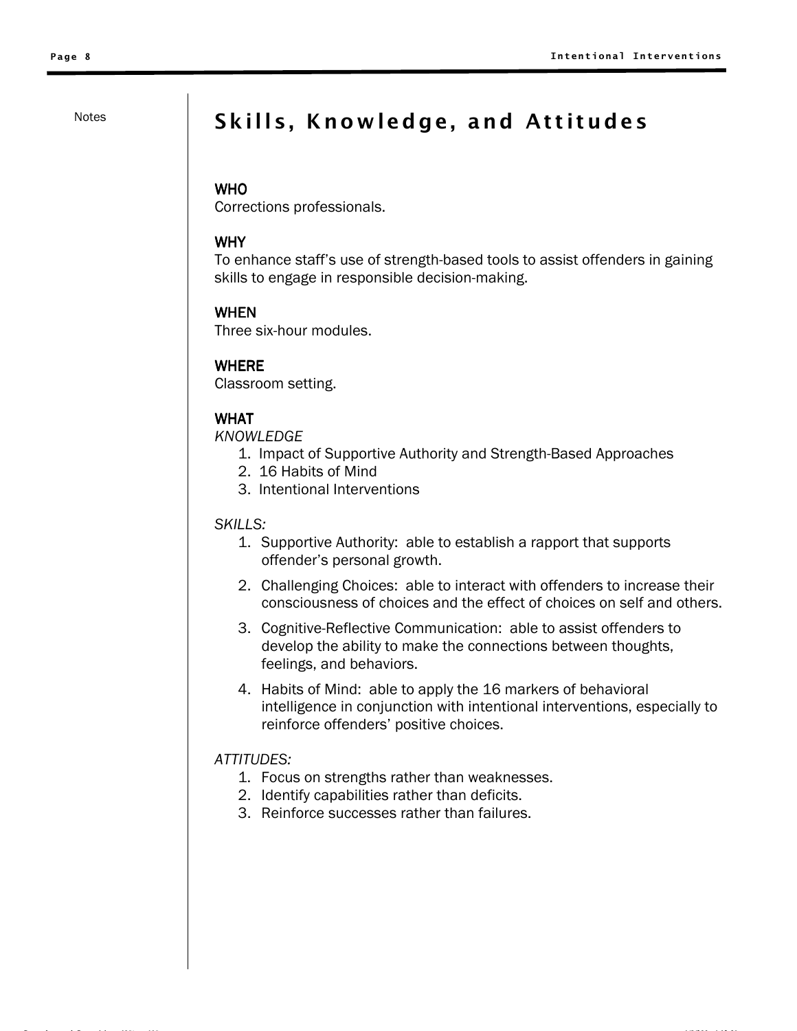Notes

# Skills, Knowledge, and Attitudes

**WHO**
Corrections professionals.

**WHY**
To enhance staff's use of strength-based tools to assist offenders in gaining skills to engage in responsible decision-making.

**WHEN**
Three six-hour modules.

**WHERE**
Classroom setting.

**WHAT**

*KNOWLEDGE*

1. Impact of Supportive Authority and Strength-Based Approaches
2. 16 Habits of Mind
3. Intentional Interventions

*SKILLS:*

1. Supportive Authority: able to establish a rapport that supports offender's personal growth.
2. Challenging Choices: able to interact with offenders to increase their consciousness of choices and the effect of choices on self and others.
3. Cognitive-Reflective Communication: able to assist offenders to develop the ability to make the connections between thoughts, feelings, and behaviors.
4. Habits of Mind: able to apply the 16 markers of behavioral intelligence in conjunction with intentional interventions, especially to reinforce offenders' positive choices.

*ATTITUDES:*

1. Focus on strengths rather than weaknesses.
2. Identify capabilities rather than deficits.
3. Reinforce successes rather than failures.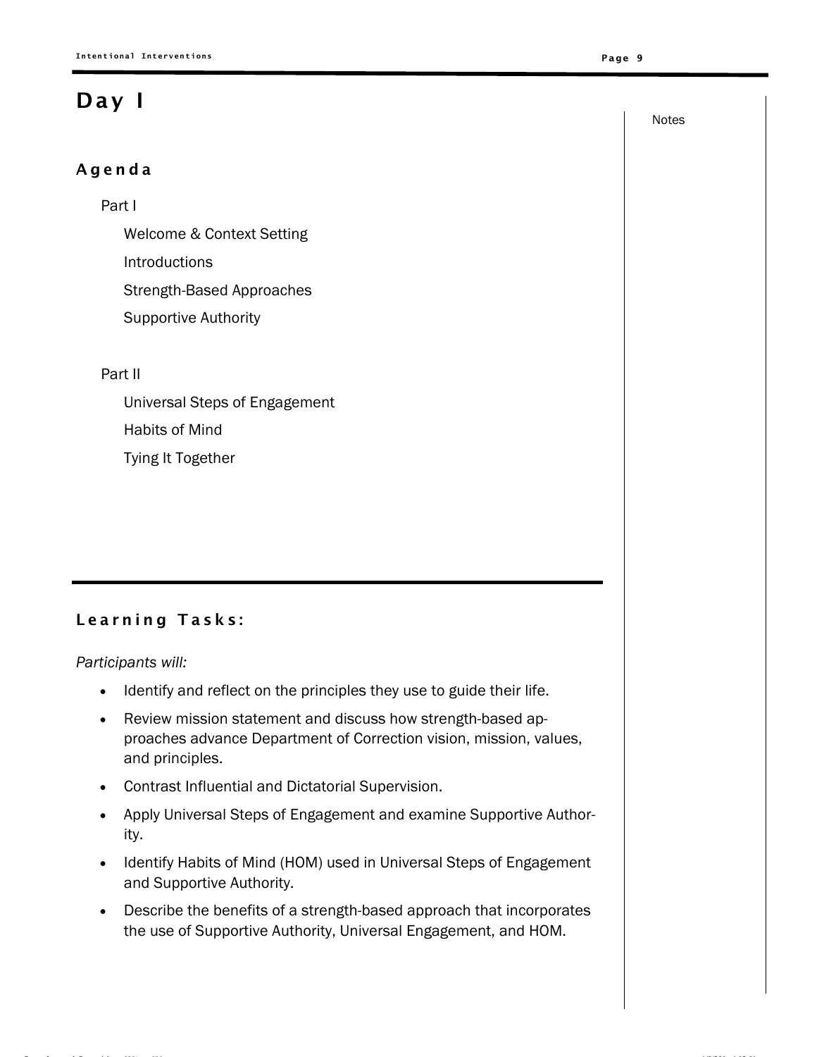# Day I

Notes

## Agenda

Part I

- Welcome & Context Setting
- Introductions
- Strength-Based Approaches
- Supportive Authority

Part II

- Universal Steps of Engagement
- Habits of Mind
- Tying It Together

## Learning Tasks:

*Participants will:*

- Identify and reflect on the principles they use to guide their life.
- Review mission statement and discuss how strength-based approaches advance Department of Correction vision, mission, values, and principles.
- Contrast Influential and Dictatorial Supervision.
- Apply Universal Steps of Engagement and examine Supportive Authority.
- Identify Habits of Mind (HOM) used in Universal Steps of Engagement and Supportive Authority.
- Describe the benefits of a strength-based approach that incorporates the use of Supportive Authority, Universal Engagement, and HOM.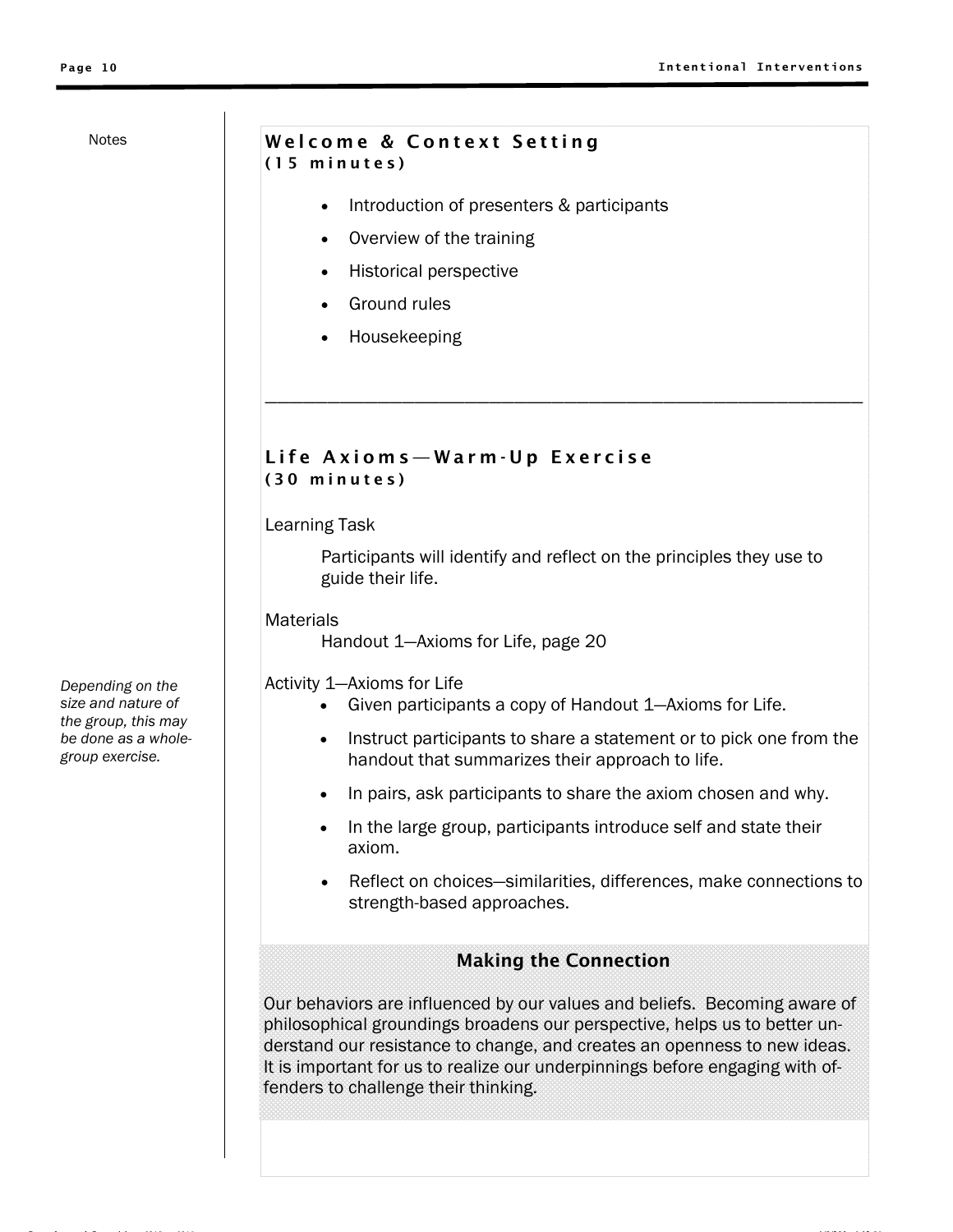Notes

## Welcome & Context Setting
**(15 minutes)**

- Introduction of presenters & participants
- Overview of the training
- Historical perspective
- Ground rules
- Housekeeping

---

## Life Axioms—Warm-Up Exercise
**(30 minutes)**

Learning Task

Participants will identify and reflect on the principles they use to guide their life.

Materials

Handout 1—Axioms for Life, page 20

*Depending on the size and nature of the group, this may be done as a whole-group exercise.*

Activity 1—Axioms for Life

- Given participants a copy of Handout 1—Axioms for Life.
- Instruct participants to share a statement or to pick one from the handout that summarizes their approach to life.
- In pairs, ask participants to share the axiom chosen and why.
- In the large group, participants introduce self and state their axiom.
- Reflect on choices—similarities, differences, make connections to strength-based approaches.

### Making the Connection

Our behaviors are influenced by our values and beliefs. Becoming aware of philosophical groundings broadens our perspective, helps us to better understand our resistance to change, and creates an openness to new ideas. It is important for us to realize our underpinnings before engaging with offenders to challenge their thinking.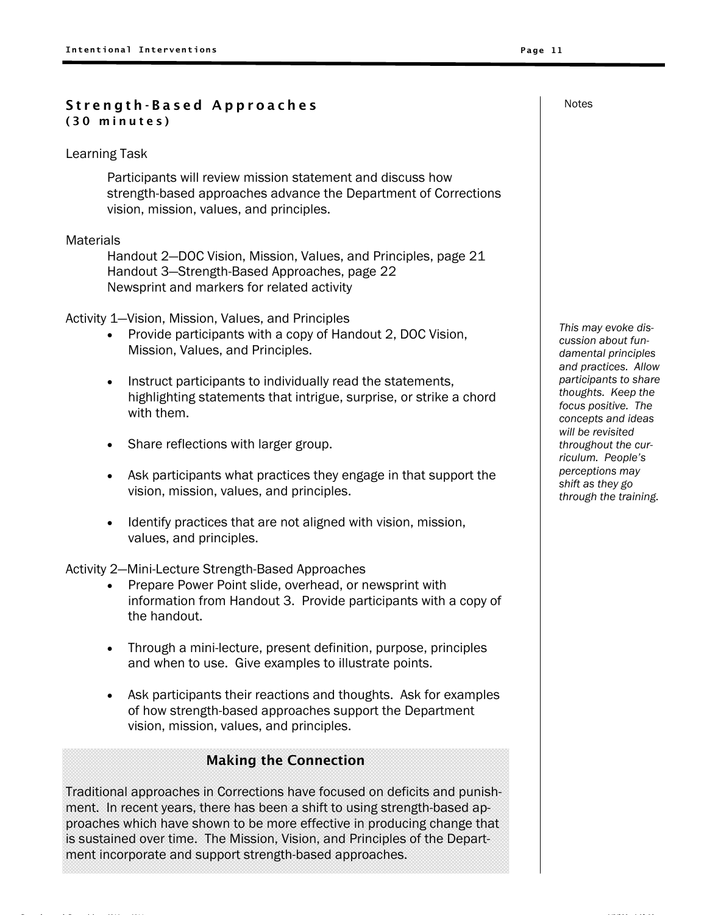## Strength-Based Approaches
**(30 minutes)**

Learning Task

Participants will review mission statement and discuss how strength-based approaches advance the Department of Corrections vision, mission, values, and principles.

Materials

Handout 2—DOC Vision, Mission, Values, and Principles, page 21
Handout 3—Strength-Based Approaches, page 22
Newsprint and markers for related activity

Activity 1—Vision, Mission, Values, and Principles

- Provide participants with a copy of Handout 2, DOC Vision, Mission, Values, and Principles.
- Instruct participants to individually read the statements, highlighting statements that intrigue, surprise, or strike a chord with them.
- Share reflections with larger group.
- Ask participants what practices they engage in that support the vision, mission, values, and principles.
- Identify practices that are not aligned with vision, mission, values, and principles.

Activity 2—Mini-Lecture Strength-Based Approaches

- Prepare Power Point slide, overhead, or newsprint with information from Handout 3. Provide participants with a copy of the handout.
- Through a mini-lecture, present definition, purpose, principles and when to use. Give examples to illustrate points.
- Ask participants their reactions and thoughts. Ask for examples of how strength-based approaches support the Department vision, mission, values, and principles.

### Making the Connection

Traditional approaches in Corrections have focused on deficits and punishment. In recent years, there has been a shift to using strength-based approaches which have shown to be more effective in producing change that is sustained over time. The Mission, Vision, and Principles of the Department incorporate and support strength-based approaches.

Notes

*This may evoke discussion about fundamental principles and practices. Allow participants to share thoughts. Keep the focus positive. The concepts and ideas will be revisited throughout the curriculum. People's perceptions may shift as they go through the training.*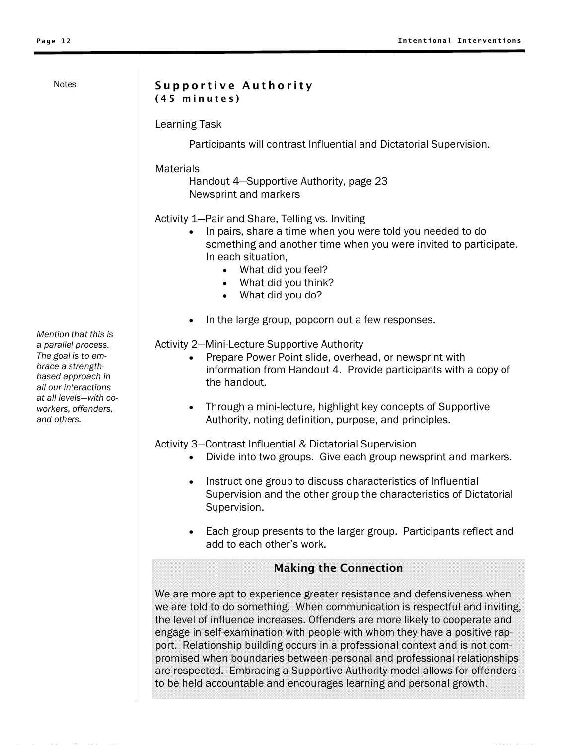## Supportive Authority
**(45 minutes)**

Learning Task

Participants will contrast Influential and Dictatorial Supervision.

Materials

Handout 4—Supportive Authority, page 23
Newsprint and markers

Activity 1—Pair and Share, Telling vs. Inviting

- In pairs, share a time when you were told you needed to do something and another time when you were invited to participate. In each situation,
    - What did you feel?
    - What did you think?
    - What did you do?
- In the large group, popcorn out a few responses.

*Notes: Mention that this is a parallel process. The goal is to embrace a strength-based approach in all our interactions at all levels—with co-workers, offenders, and others.*

Activity 2—Mini-Lecture Supportive Authority

- Prepare Power Point slide, overhead, or newsprint with information from Handout 4. Provide participants with a copy of the handout.
- Through a mini-lecture, highlight key concepts of Supportive Authority, noting definition, purpose, and principles.

Activity 3—Contrast Influential & Dictatorial Supervision

- Divide into two groups. Give each group newsprint and markers.
- Instruct one group to discuss characteristics of Influential Supervision and the other group the characteristics of Dictatorial Supervision.
- Each group presents to the larger group. Participants reflect and add to each other's work.

### Making the Connection

We are more apt to experience greater resistance and defensiveness when we are told to do something. When communication is respectful and inviting, the level of influence increases. Offenders are more likely to cooperate and engage in self-examination with people with whom they have a positive rapport. Relationship building occurs in a professional context and is not compromised when boundaries between personal and professional relationships are respected. Embracing a Supportive Authority model allows for offenders to be held accountable and encourages learning and personal growth.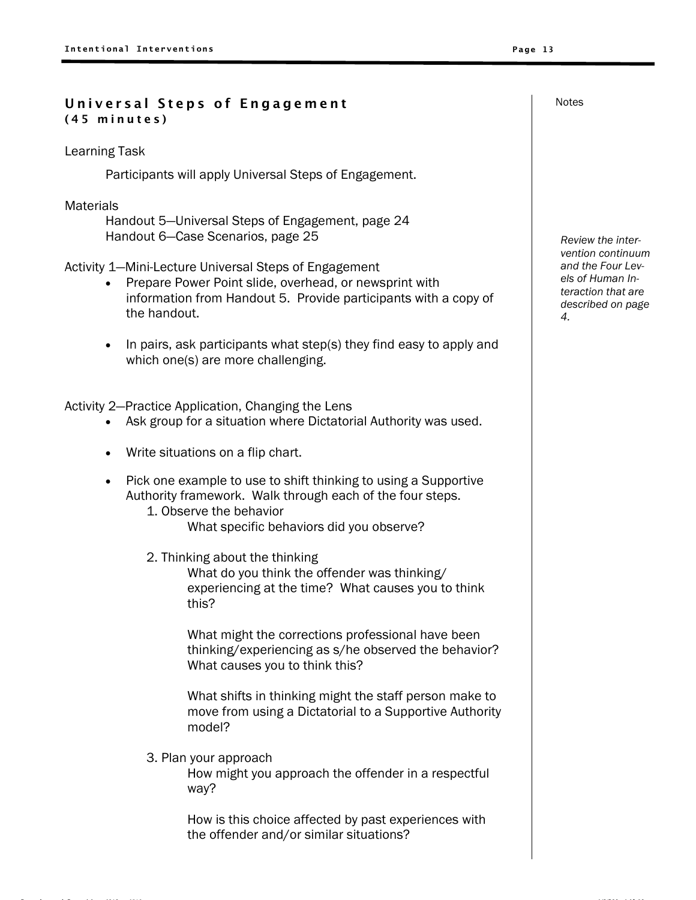## Universal Steps of Engagement
**(45 minutes)**

Learning Task

Participants will apply Universal Steps of Engagement.

Materials

Handout 5—Universal Steps of Engagement, page 24
Handout 6—Case Scenarios, page 25

Activity 1—Mini-Lecture Universal Steps of Engagement

- Prepare Power Point slide, overhead, or newsprint with information from Handout 5. Provide participants with a copy of the handout.
- In pairs, ask participants what step(s) they find easy to apply and which one(s) are more challenging.

Activity 2—Practice Application, Changing the Lens

- Ask group for a situation where Dictatorial Authority was used.
- Write situations on a flip chart.
- Pick one example to use to shift thinking to using a Supportive Authority framework. Walk through each of the four steps.
  1. Observe the behavior
     What specific behaviors did you observe?
  2. Thinking about the thinking
     What do you think the offender was thinking/experiencing at the time? What causes you to think this?

     What might the corrections professional have been thinking/experiencing as s/he observed the behavior? What causes you to think this?

     What shifts in thinking might the staff person make to move from using a Dictatorial to a Supportive Authority model?
  3. Plan your approach
     How might you approach the offender in a respectful way?

     How is this choice affected by past experiences with the offender and/or similar situations?

Notes

*Review the intervention continuum and the Four Levels of Human Interaction that are described on page 4.*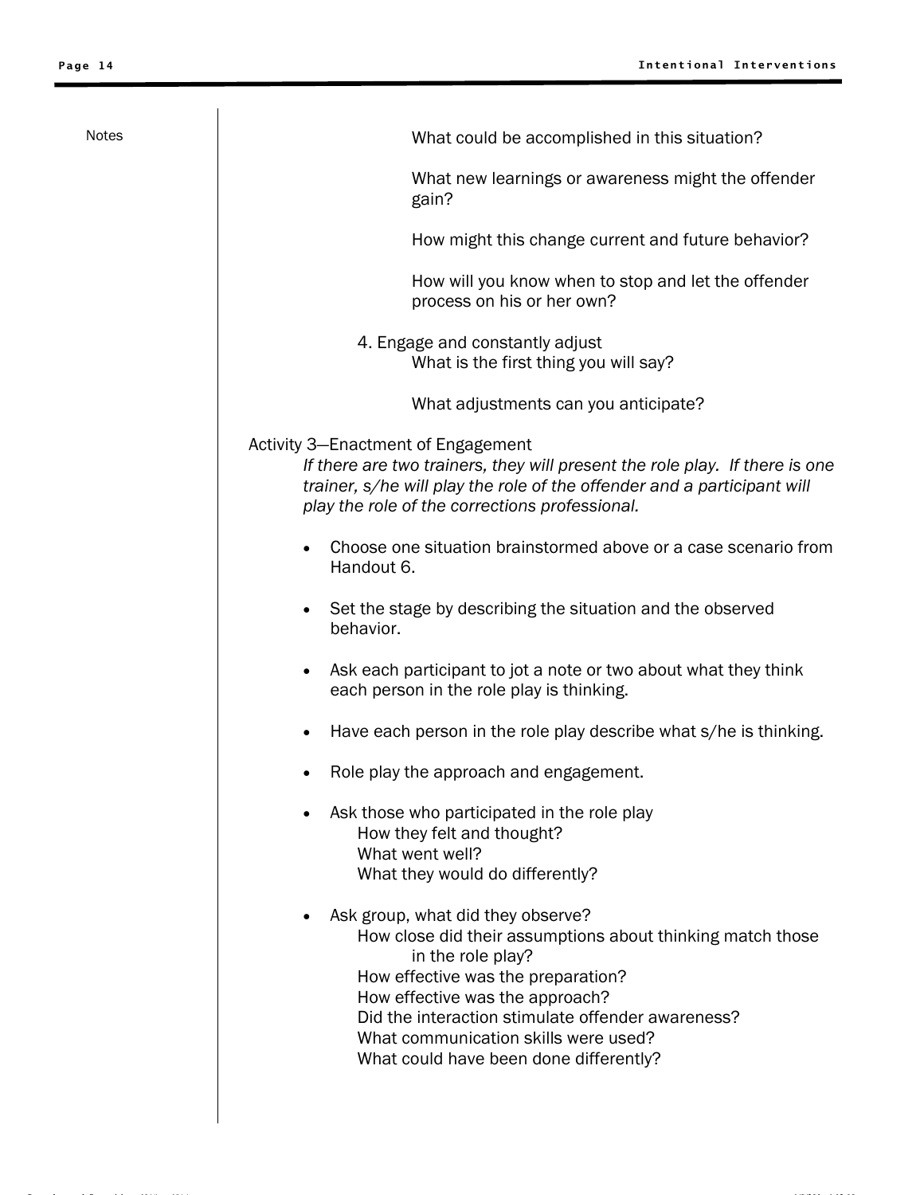Notes

What could be accomplished in this situation?

What new learnings or awareness might the offender gain?

How might this change current and future behavior?

How will you know when to stop and let the offender process on his or her own?

4. Engage and constantly adjust

What is the first thing you will say?

What adjustments can you anticipate?

Activity 3—Enactment of Engagement

*If there are two trainers, they will present the role play. If there is one trainer, s/he will play the role of the offender and a participant will play the role of the corrections professional.*

- Choose one situation brainstormed above or a case scenario from Handout 6.
- Set the stage by describing the situation and the observed behavior.
- Ask each participant to jot a note or two about what they think each person in the role play is thinking.
- Have each person in the role play describe what s/he is thinking.
- Role play the approach and engagement.
- Ask those who participated in the role play
  - How they felt and thought?
  - What went well?
  - What they would do differently?
- Ask group, what did they observe?
  - How close did their assumptions about thinking match those in the role play?
  - How effective was the preparation?
  - How effective was the approach?
  - Did the interaction stimulate offender awareness?
  - What communication skills were used?
  - What could have been done differently?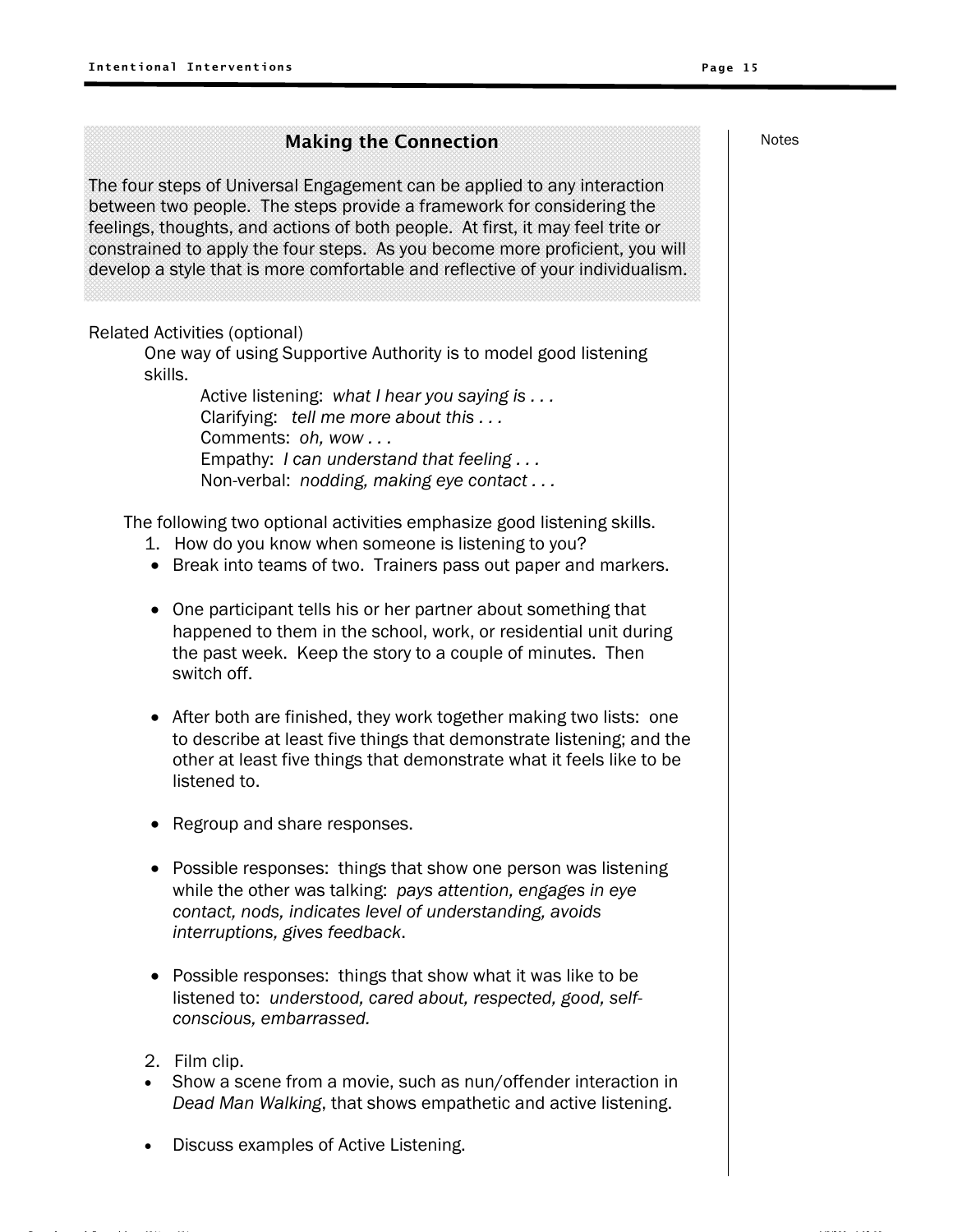### Making the Connection

The four steps of Universal Engagement can be applied to any interaction between two people. The steps provide a framework for considering the feelings, thoughts, and actions of both people. At first, it may feel trite or constrained to apply the four steps. As you become more proficient, you will develop a style that is more comfortable and reflective of your individualism.

Notes

Related Activities (optional)

One way of using Supportive Authority is to model good listening skills.

Active listening: *what I hear you saying is . . .*
Clarifying: *tell me more about this . . .*
Comments: *oh, wow . . .*
Empathy: *I can understand that feeling . . .*
Non-verbal: *nodding, making eye contact . . .*

The following two optional activities emphasize good listening skills.

1. How do you know when someone is listening to you?

- Break into teams of two. Trainers pass out paper and markers.
- One participant tells his or her partner about something that happened to them in the school, work, or residential unit during the past week. Keep the story to a couple of minutes. Then switch off.
- After both are finished, they work together making two lists: one to describe at least five things that demonstrate listening; and the other at least five things that demonstrate what it feels like to be listened to.
- Regroup and share responses.
- Possible responses: things that show one person was listening while the other was talking: *pays attention, engages in eye contact, nods, indicates level of understanding, avoids interruptions, gives feedback*.
- Possible responses: things that show what it was like to be listened to: *understood, cared about, respected, good, self-conscious, embarrassed.*

2. Film clip.

- Show a scene from a movie, such as nun/offender interaction in *Dead Man Walking*, that shows empathetic and active listening.
- Discuss examples of Active Listening.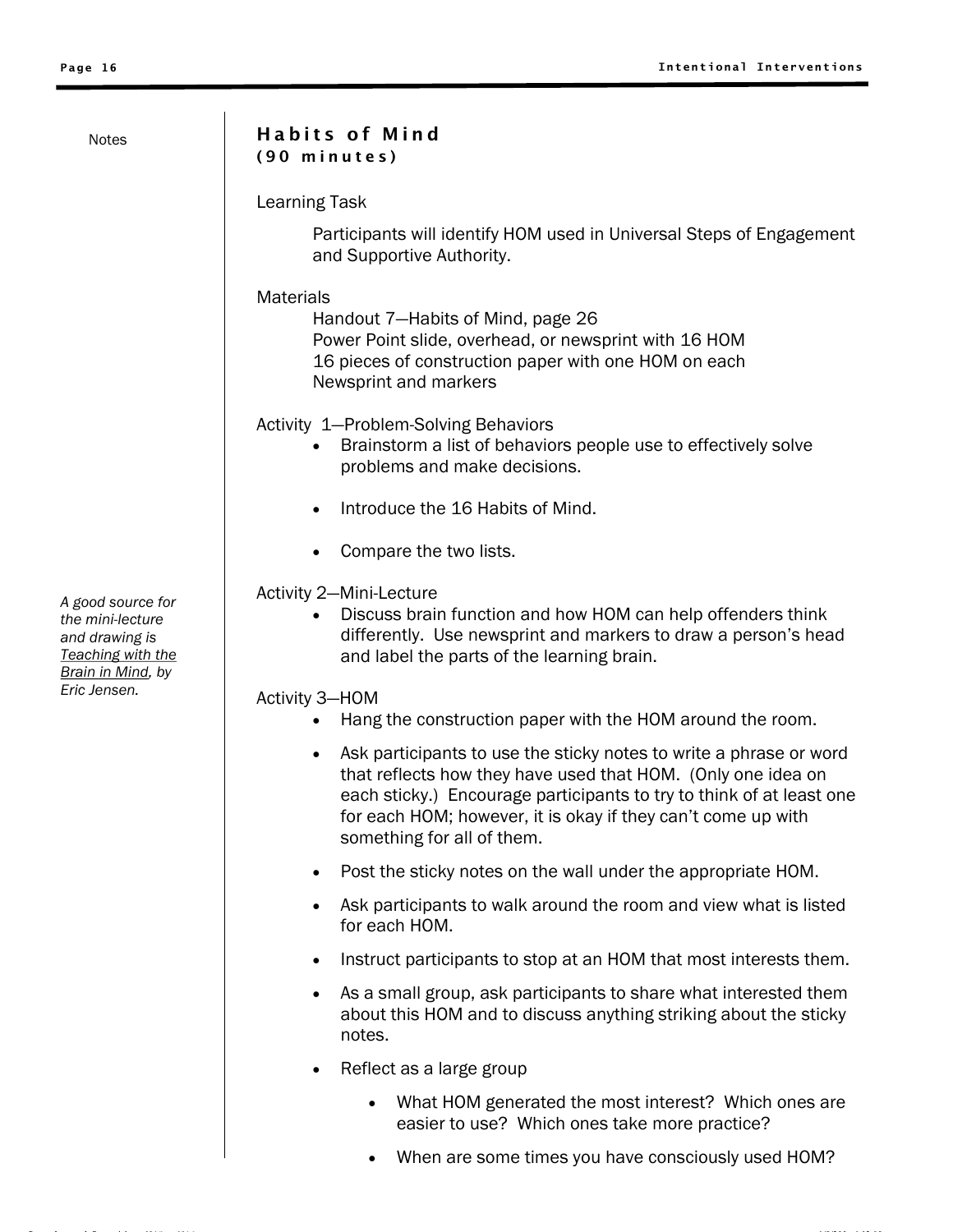## Habits of Mind
**(90 minutes)**

Learning Task

Participants will identify HOM used in Universal Steps of Engagement and Supportive Authority.

Materials

Handout 7—Habits of Mind, page 26
Power Point slide, overhead, or newsprint with 16 HOM
16 pieces of construction paper with one HOM on each
Newsprint and markers

Activity 1—Problem-Solving Behaviors

- Brainstorm a list of behaviors people use to effectively solve problems and make decisions.
- Introduce the 16 Habits of Mind.
- Compare the two lists.

Activity 2—Mini-Lecture

- Discuss brain function and how HOM can help offenders think differently. Use newsprint and markers to draw a person's head and label the parts of the learning brain.

*Notes: A good source for the mini-lecture and drawing is Teaching with the Brain in Mind, by Eric Jensen.*

Activity 3—HOM

- Hang the construction paper with the HOM around the room.
- Ask participants to use the sticky notes to write a phrase or word that reflects how they have used that HOM. (Only one idea on each sticky.) Encourage participants to try to think of at least one for each HOM; however, it is okay if they can't come up with something for all of them.
- Post the sticky notes on the wall under the appropriate HOM.
- Ask participants to walk around the room and view what is listed for each HOM.
- Instruct participants to stop at an HOM that most interests them.
- As a small group, ask participants to share what interested them about this HOM and to discuss anything striking about the sticky notes.
- Reflect as a large group
    - What HOM generated the most interest? Which ones are easier to use? Which ones take more practice?
    - When are some times you have consciously used HOM?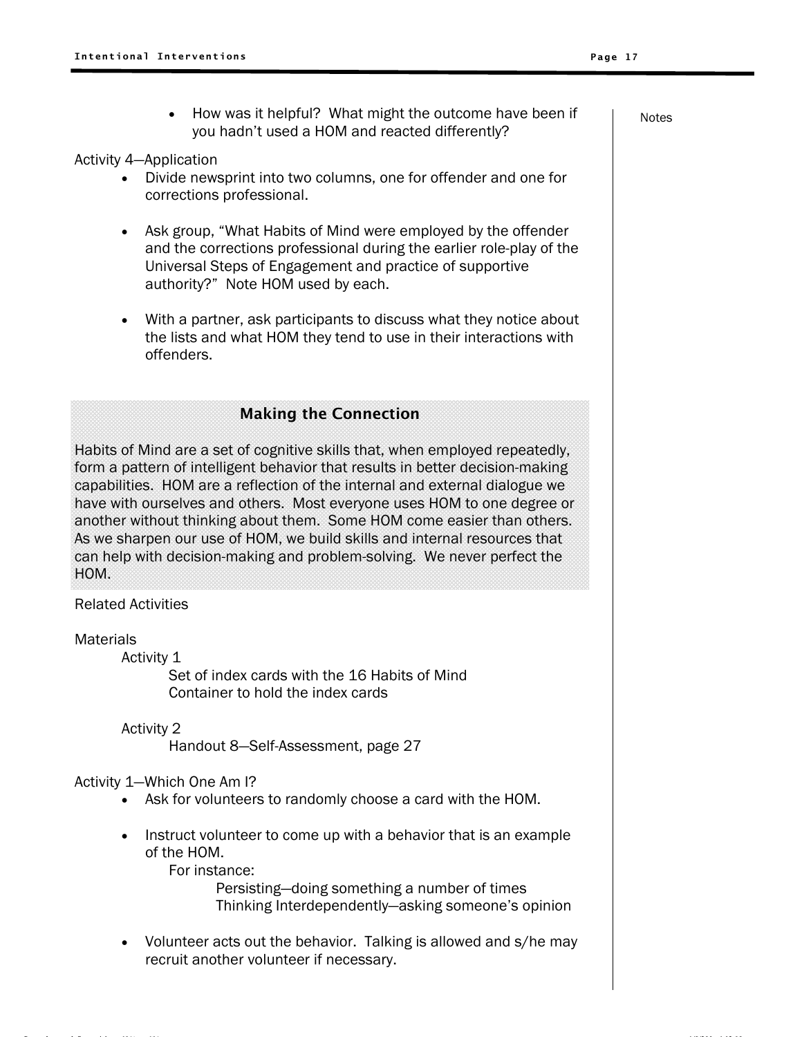- How was it helpful? What might the outcome have been if you hadn't used a HOM and reacted differently?

Activity 4—Application

- Divide newsprint into two columns, one for offender and one for corrections professional.
- Ask group, "What Habits of Mind were employed by the offender and the corrections professional during the earlier role-play of the Universal Steps of Engagement and practice of supportive authority?" Note HOM used by each.
- With a partner, ask participants to discuss what they notice about the lists and what HOM they tend to use in their interactions with offenders.

### Making the Connection

Habits of Mind are a set of cognitive skills that, when employed repeatedly, form a pattern of intelligent behavior that results in better decision-making capabilities. HOM are a reflection of the internal and external dialogue we have with ourselves and others. Most everyone uses HOM to one degree or another without thinking about them. Some HOM come easier than others. As we sharpen our use of HOM, we build skills and internal resources that can help with decision-making and problem-solving. We never perfect the HOM.

Related Activities

Materials

Activity 1

Set of index cards with the 16 Habits of Mind
Container to hold the index cards

Activity 2

Handout 8—Self-Assessment, page 27

Activity 1—Which One Am I?

- Ask for volunteers to randomly choose a card with the HOM.
- Instruct volunteer to come up with a behavior that is an example of the HOM.

  For instance:

  Persisting—doing something a number of times
  Thinking Interdependently—asking someone's opinion
- Volunteer acts out the behavior. Talking is allowed and s/he may recruit another volunteer if necessary.

Notes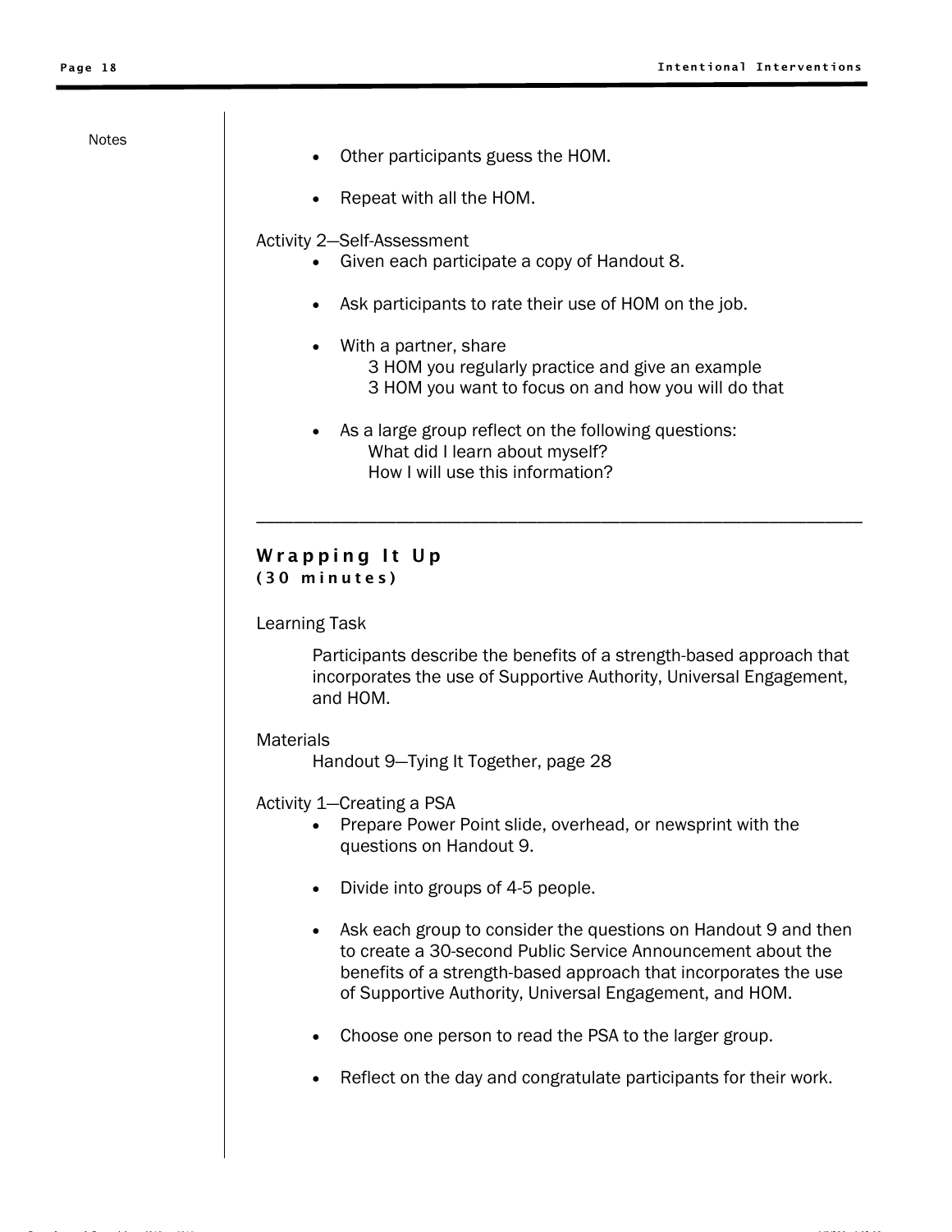Notes

- Other participants guess the HOM.

- Repeat with all the HOM.

Activity 2—Self-Assessment

- Given each participate a copy of Handout 8.

- Ask participants to rate their use of HOM on the job.

- With a partner, share
  - 3 HOM you regularly practice and give an example
  - 3 HOM you want to focus on and how you will do that

- As a large group reflect on the following questions:
  - What did I learn about myself?
  - How I will use this information?

---

## Wrapping It Up
**(30 minutes)**

Learning Task

Participants describe the benefits of a strength-based approach that incorporates the use of Supportive Authority, Universal Engagement, and HOM.

Materials

Handout 9—Tying It Together, page 28

Activity 1—Creating a PSA

- Prepare Power Point slide, overhead, or newsprint with the questions on Handout 9.

- Divide into groups of 4-5 people.

- Ask each group to consider the questions on Handout 9 and then to create a 30-second Public Service Announcement about the benefits of a strength-based approach that incorporates the use of Supportive Authority, Universal Engagement, and HOM.

- Choose one person to read the PSA to the larger group.

- Reflect on the day and congratulate participants for their work.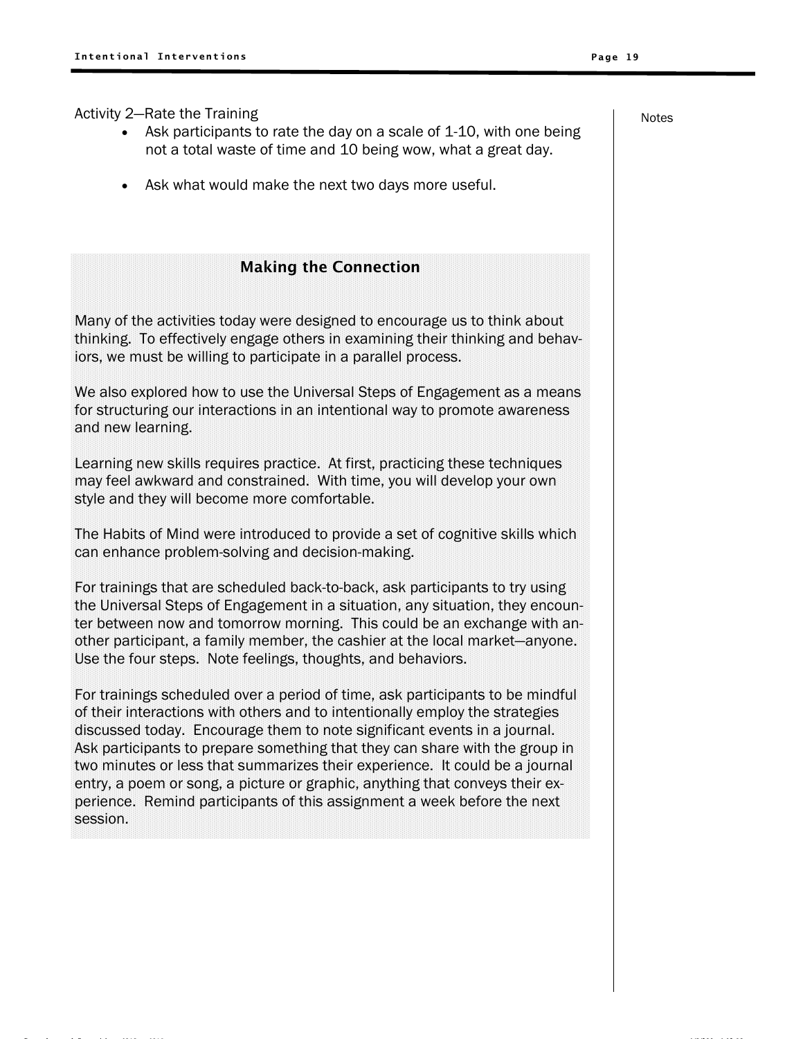Activity 2—Rate the Training

- Ask participants to rate the day on a scale of 1-10, with one being not a total waste of time and 10 being wow, what a great day.
- Ask what would make the next two days more useful.

Notes

### Making the Connection

Many of the activities today were designed to encourage us to think about thinking. To effectively engage others in examining their thinking and behaviors, we must be willing to participate in a parallel process.

We also explored how to use the Universal Steps of Engagement as a means for structuring our interactions in an intentional way to promote awareness and new learning.

Learning new skills requires practice. At first, practicing these techniques may feel awkward and constrained. With time, you will develop your own style and they will become more comfortable.

The Habits of Mind were introduced to provide a set of cognitive skills which can enhance problem-solving and decision-making.

For trainings that are scheduled back-to-back, ask participants to try using the Universal Steps of Engagement in a situation, any situation, they encounter between now and tomorrow morning. This could be an exchange with another participant, a family member, the cashier at the local market—anyone. Use the four steps. Note feelings, thoughts, and behaviors.

For trainings scheduled over a period of time, ask participants to be mindful of their interactions with others and to intentionally employ the strategies discussed today. Encourage them to note significant events in a journal. Ask participants to prepare something that they can share with the group in two minutes or less that summarizes their experience. It could be a journal entry, a poem or song, a picture or graphic, anything that conveys their experience. Remind participants of this assignment a week before the next session.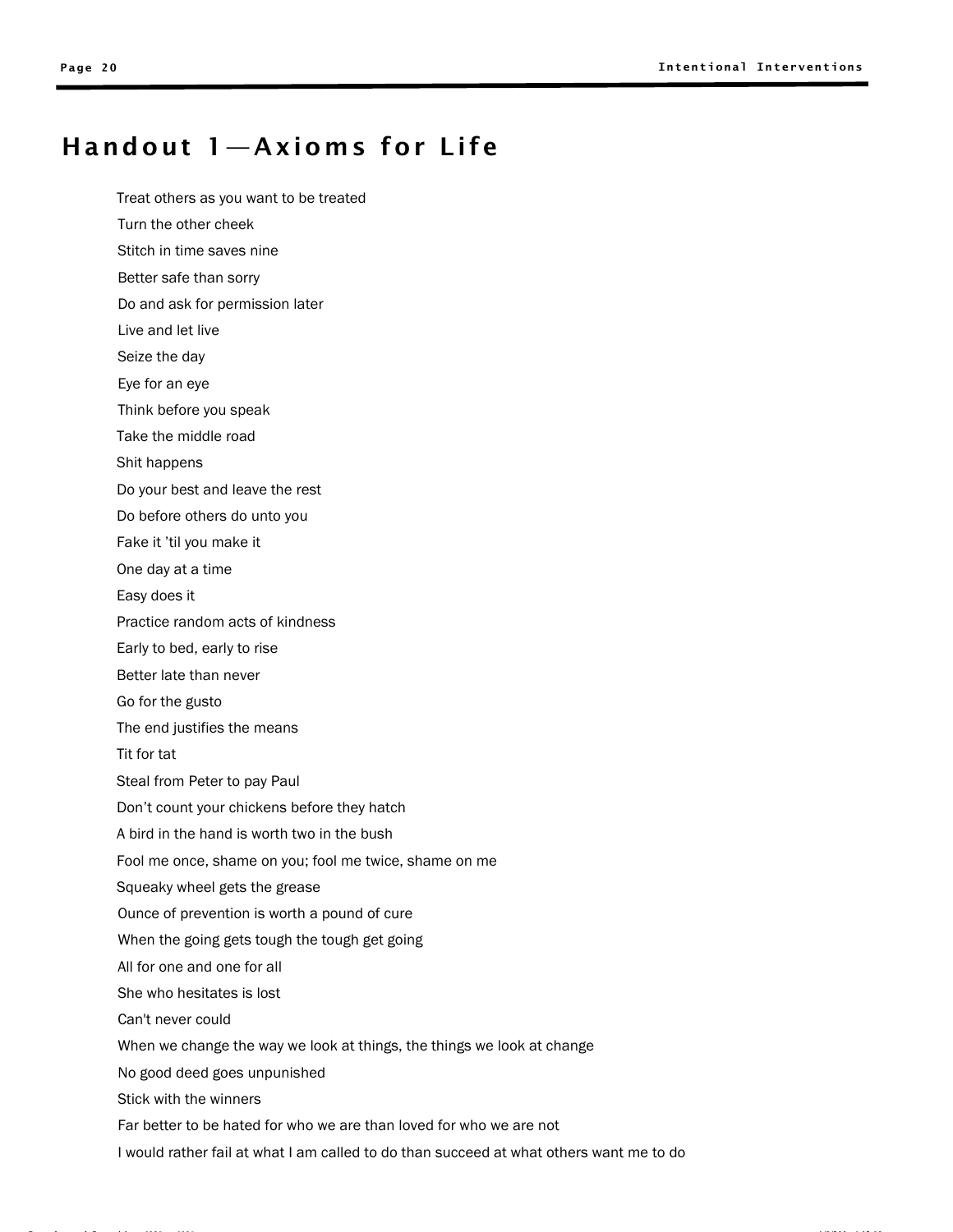# Handout 1—Axioms for Life

Treat others as you want to be treated

Turn the other cheek

Stitch in time saves nine

Better safe than sorry

Do and ask for permission later

Live and let live

Seize the day

Eye for an eye

Think before you speak

Take the middle road

Shit happens

Do your best and leave the rest

Do before others do unto you

Fake it 'til you make it

One day at a time

Easy does it

Practice random acts of kindness

Early to bed, early to rise

Better late than never

Go for the gusto

The end justifies the means

Tit for tat

Steal from Peter to pay Paul

Don't count your chickens before they hatch

A bird in the hand is worth two in the bush

Fool me once, shame on you; fool me twice, shame on me

Squeaky wheel gets the grease

Ounce of prevention is worth a pound of cure

When the going gets tough the tough get going

All for one and one for all

She who hesitates is lost

Can't never could

When we change the way we look at things, the things we look at change

No good deed goes unpunished

Stick with the winners

Far better to be hated for who we are than loved for who we are not

I would rather fail at what I am called to do than succeed at what others want me to do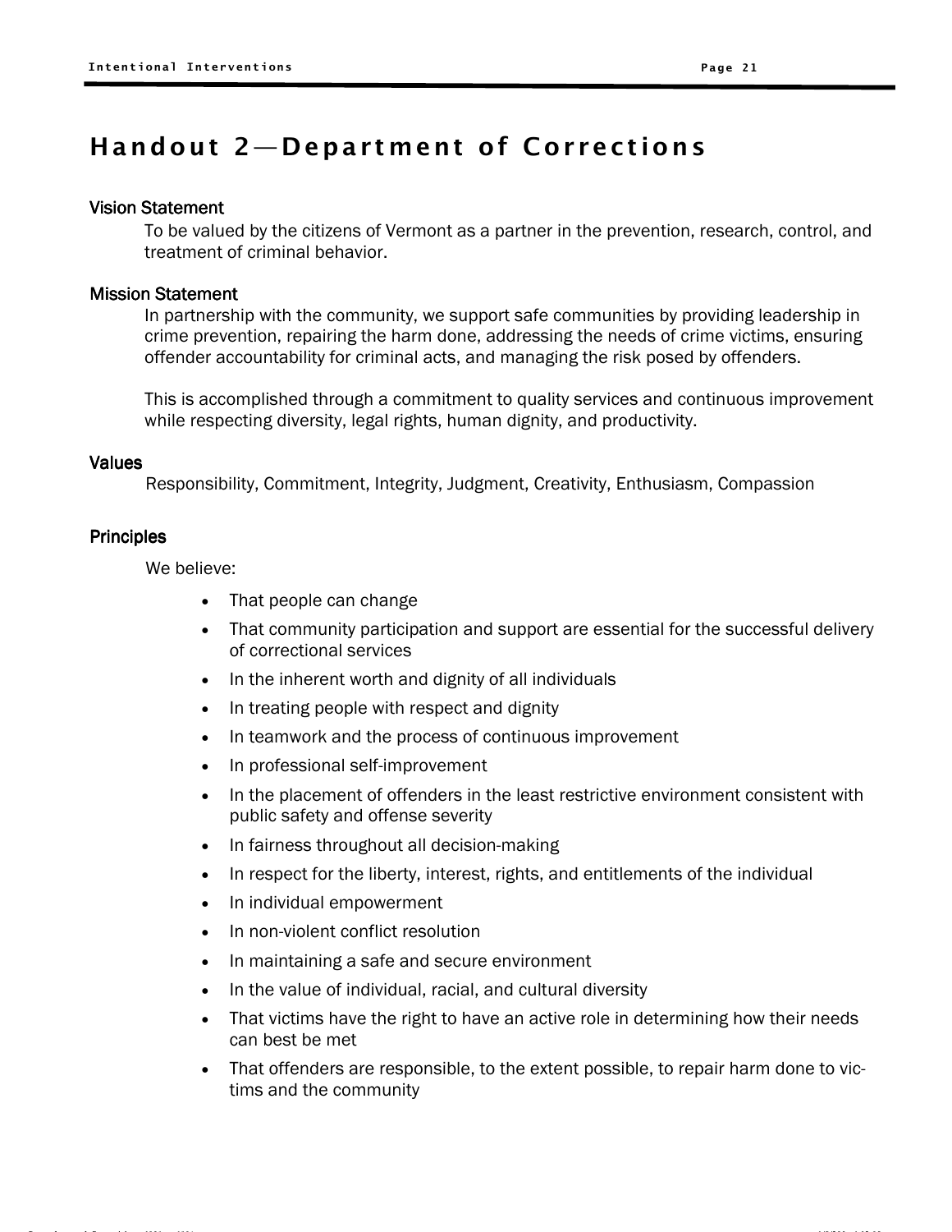# Handout 2—Department of Corrections

## Vision Statement

To be valued by the citizens of Vermont as a partner in the prevention, research, control, and treatment of criminal behavior.

## Mission Statement

In partnership with the community, we support safe communities by providing leadership in crime prevention, repairing the harm done, addressing the needs of crime victims, ensuring offender accountability for criminal acts, and managing the risk posed by offenders.

This is accomplished through a commitment to quality services and continuous improvement while respecting diversity, legal rights, human dignity, and productivity.

## Values

Responsibility, Commitment, Integrity, Judgment, Creativity, Enthusiasm, Compassion

## Principles

We believe:

- That people can change
- That community participation and support are essential for the successful delivery of correctional services
- In the inherent worth and dignity of all individuals
- In treating people with respect and dignity
- In teamwork and the process of continuous improvement
- In professional self-improvement
- In the placement of offenders in the least restrictive environment consistent with public safety and offense severity
- In fairness throughout all decision-making
- In respect for the liberty, interest, rights, and entitlements of the individual
- In individual empowerment
- In non-violent conflict resolution
- In maintaining a safe and secure environment
- In the value of individual, racial, and cultural diversity
- That victims have the right to have an active role in determining how their needs can best be met
- That offenders are responsible, to the extent possible, to repair harm done to victims and the community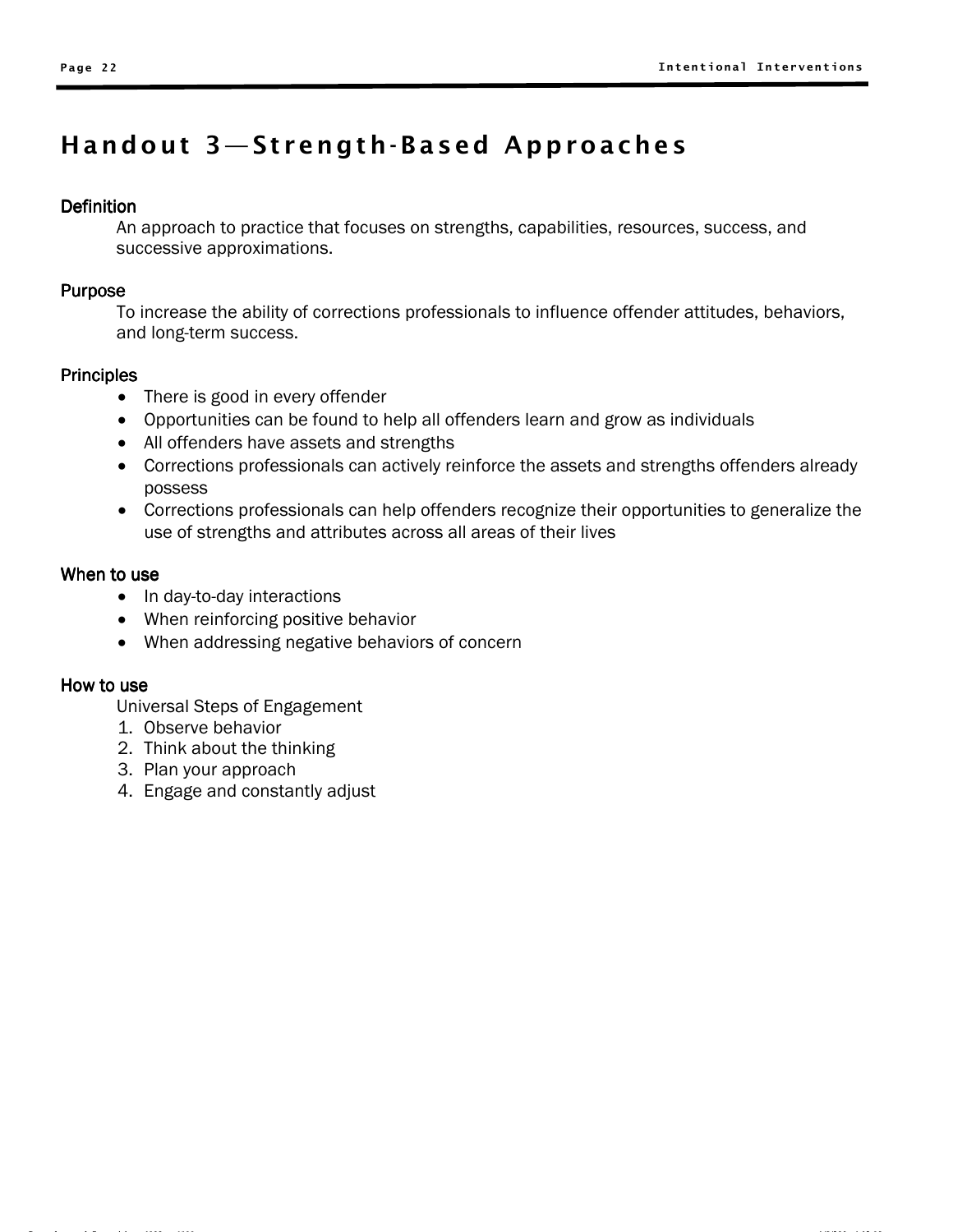# Handout 3—Strength-Based Approaches

### Definition

An approach to practice that focuses on strengths, capabilities, resources, success, and successive approximations.

### Purpose

To increase the ability of corrections professionals to influence offender attitudes, behaviors, and long-term success.

### Principles

- There is good in every offender
- Opportunities can be found to help all offenders learn and grow as individuals
- All offenders have assets and strengths
- Corrections professionals can actively reinforce the assets and strengths offenders already possess
- Corrections professionals can help offenders recognize their opportunities to generalize the use of strengths and attributes across all areas of their lives

### When to use

- In day-to-day interactions
- When reinforcing positive behavior
- When addressing negative behaviors of concern

### How to use

Universal Steps of Engagement

1. Observe behavior
2. Think about the thinking
3. Plan your approach
4. Engage and constantly adjust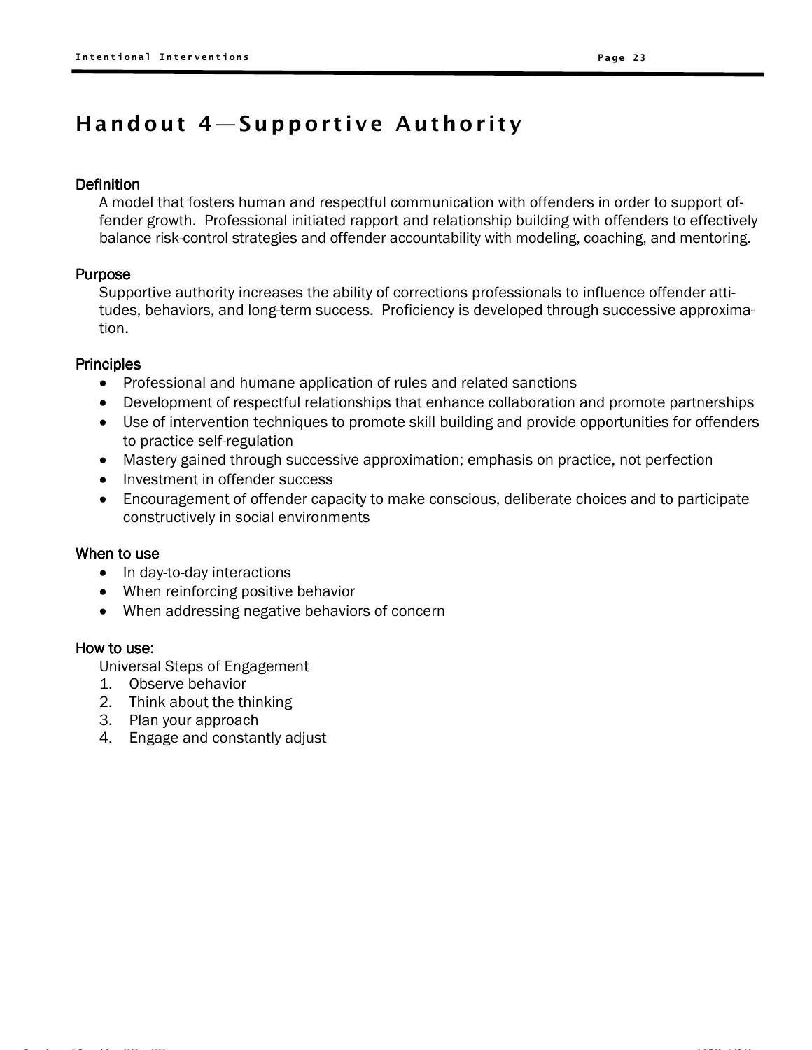# Handout 4—Supportive Authority

**Definition**

A model that fosters human and respectful communication with offenders in order to support offender growth. Professional initiated rapport and relationship building with offenders to effectively balance risk-control strategies and offender accountability with modeling, coaching, and mentoring.

**Purpose**

Supportive authority increases the ability of corrections professionals to influence offender attitudes, behaviors, and long-term success. Proficiency is developed through successive approximation.

**Principles**

- Professional and humane application of rules and related sanctions
- Development of respectful relationships that enhance collaboration and promote partnerships
- Use of intervention techniques to promote skill building and provide opportunities for offenders to practice self-regulation
- Mastery gained through successive approximation; emphasis on practice, not perfection
- Investment in offender success
- Encouragement of offender capacity to make conscious, deliberate choices and to participate constructively in social environments

**When to use**

- In day-to-day interactions
- When reinforcing positive behavior
- When addressing negative behaviors of concern

**How to use**:

Universal Steps of Engagement

1. Observe behavior
2. Think about the thinking
3. Plan your approach
4. Engage and constantly adjust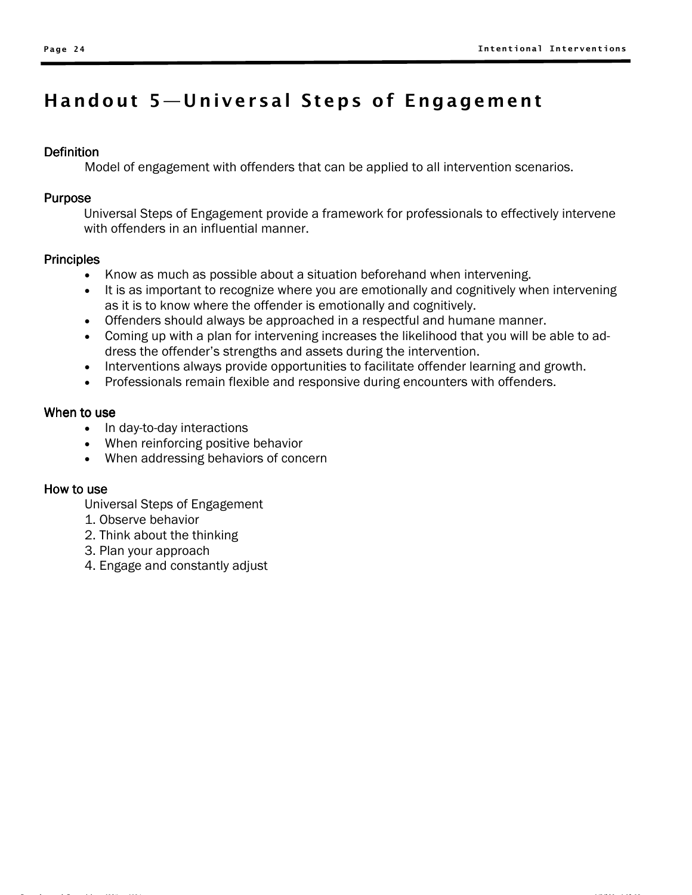# Handout 5—Universal Steps of Engagement

## Definition

Model of engagement with offenders that can be applied to all intervention scenarios.

## Purpose

Universal Steps of Engagement provide a framework for professionals to effectively intervene with offenders in an influential manner.

## Principles

- Know as much as possible about a situation beforehand when intervening.
- It is as important to recognize where you are emotionally and cognitively when intervening as it is to know where the offender is emotionally and cognitively.
- Offenders should always be approached in a respectful and humane manner.
- Coming up with a plan for intervening increases the likelihood that you will be able to address the offender's strengths and assets during the intervention.
- Interventions always provide opportunities to facilitate offender learning and growth.
- Professionals remain flexible and responsive during encounters with offenders.

## When to use

- In day-to-day interactions
- When reinforcing positive behavior
- When addressing behaviors of concern

## How to use

Universal Steps of Engagement

1. Observe behavior
2. Think about the thinking
3. Plan your approach
4. Engage and constantly adjust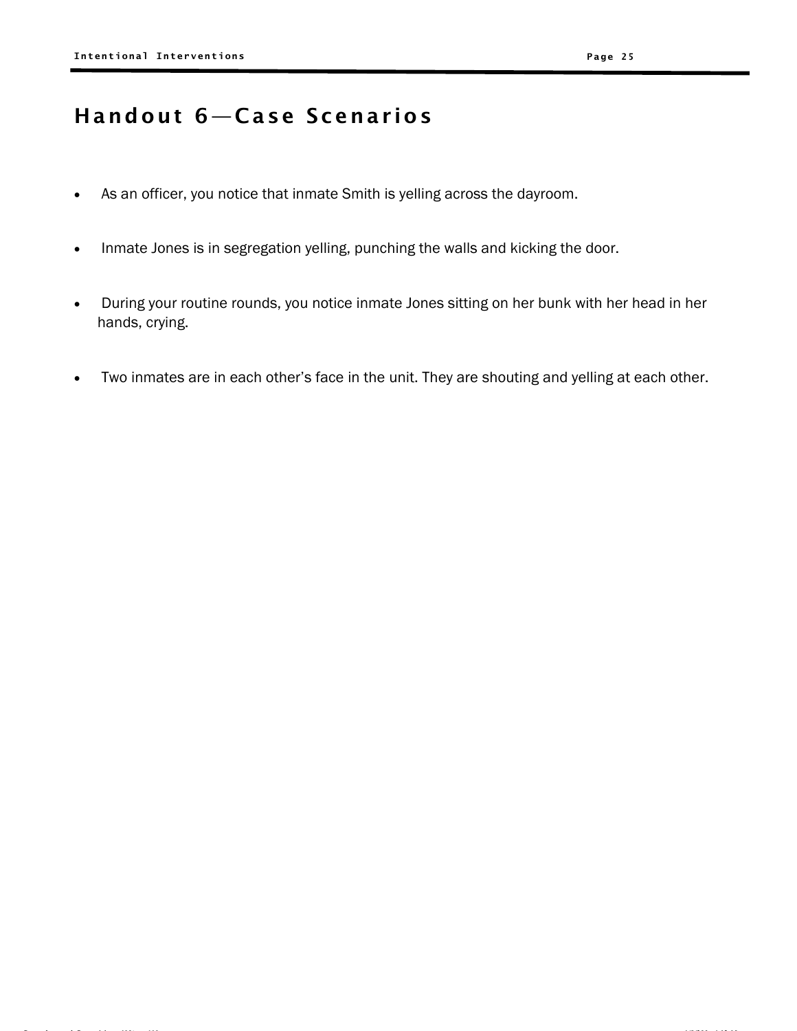# Handout 6—Case Scenarios

- As an officer, you notice that inmate Smith is yelling across the dayroom.
- Inmate Jones is in segregation yelling, punching the walls and kicking the door.
- During your routine rounds, you notice inmate Jones sitting on her bunk with her head in her hands, crying.
- Two inmates are in each other's face in the unit. They are shouting and yelling at each other.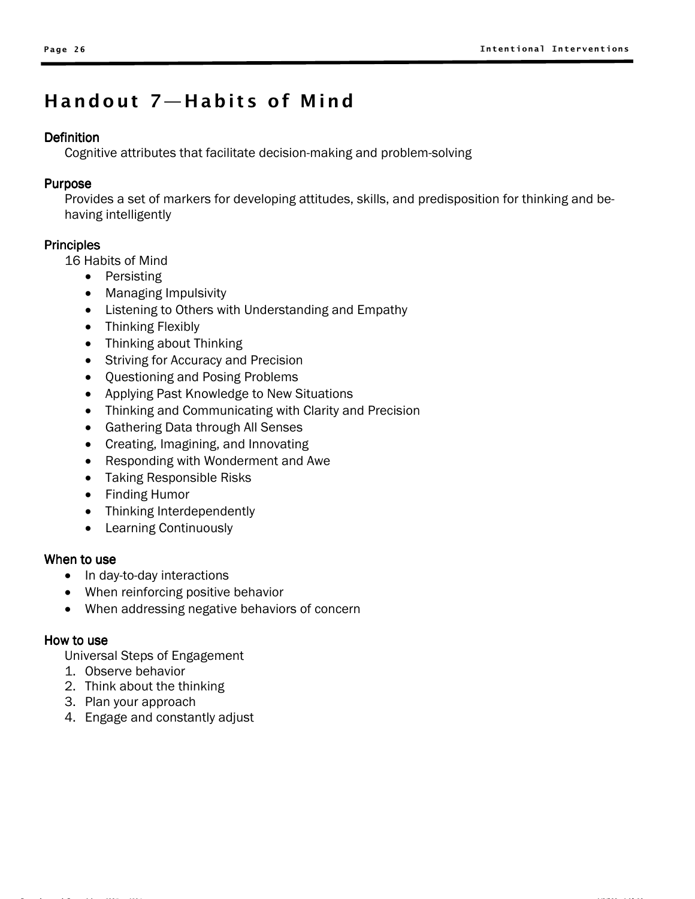# Handout 7—Habits of Mind

### Definition

Cognitive attributes that facilitate decision-making and problem-solving

### Purpose

Provides a set of markers for developing attitudes, skills, and predisposition for thinking and behaving intelligently

### Principles

16 Habits of Mind

- Persisting
- Managing Impulsivity
- Listening to Others with Understanding and Empathy
- Thinking Flexibly
- Thinking about Thinking
- Striving for Accuracy and Precision
- Questioning and Posing Problems
- Applying Past Knowledge to New Situations
- Thinking and Communicating with Clarity and Precision
- Gathering Data through All Senses
- Creating, Imagining, and Innovating
- Responding with Wonderment and Awe
- Taking Responsible Risks
- Finding Humor
- Thinking Interdependently
- Learning Continuously

### When to use

- In day-to-day interactions
- When reinforcing positive behavior
- When addressing negative behaviors of concern

### How to use

Universal Steps of Engagement

1. Observe behavior
2. Think about the thinking
3. Plan your approach
4. Engage and constantly adjust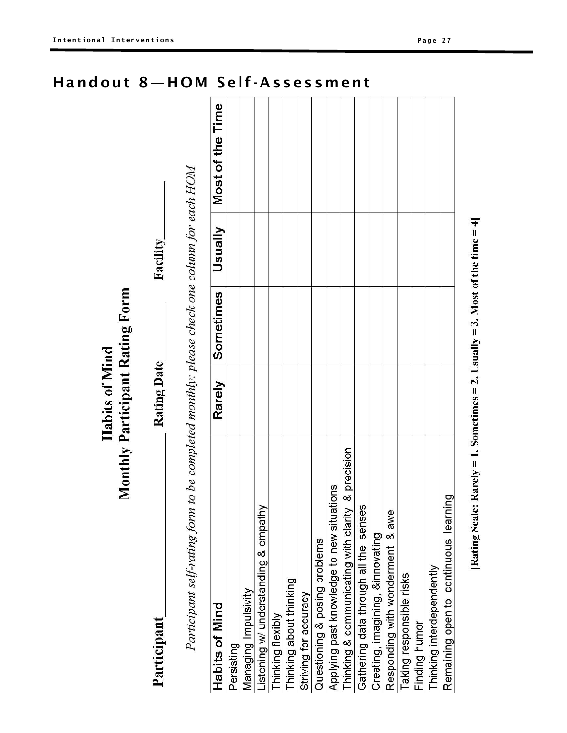# Handout 8—HOM Self-Assessment

## Habits of Mind
## Monthly Participant Rating Form

**Participant**\_\_\_\_\_\_\_\_\_\_\_\_ **Rating Date**\_\_\_\_\_\_\_\_ **Facility**\_\_\_\_\_\_\_

*Participant self-rating form to be completed monthly: please check one column for each HOM*

| Habits of Mind | Rarely | Sometimes | Usually | Most of the Time |
| --- | --- | --- | --- | --- |
| Persisting | | | | |
| Managing Impulsivity | | | | |
| Listening w/ understanding & empathy | | | | |
| Thinking flexibly | | | | |
| Thinking about thinking | | | | |
| Striving for accuracy | | | | |
| Questioning & posing problems | | | | |
| Applying past knowledge to new situations | | | | |
| Thinking & communicating with clarity & precision | | | | |
| Gathering data through all the senses | | | | |
| Creating, imagining, &innovating | | | | |
| Responding with wonderment & awe | | | | |
| Taking responsible risks | | | | |
| Finding humor | | | | |
| Thinking interdependently | | | | |
| Remaining open to continuous learning | | | | |

**[Rating Scale: Rarely = 1, Sometimes = 2, Usually = 3, Most of the time = 4]**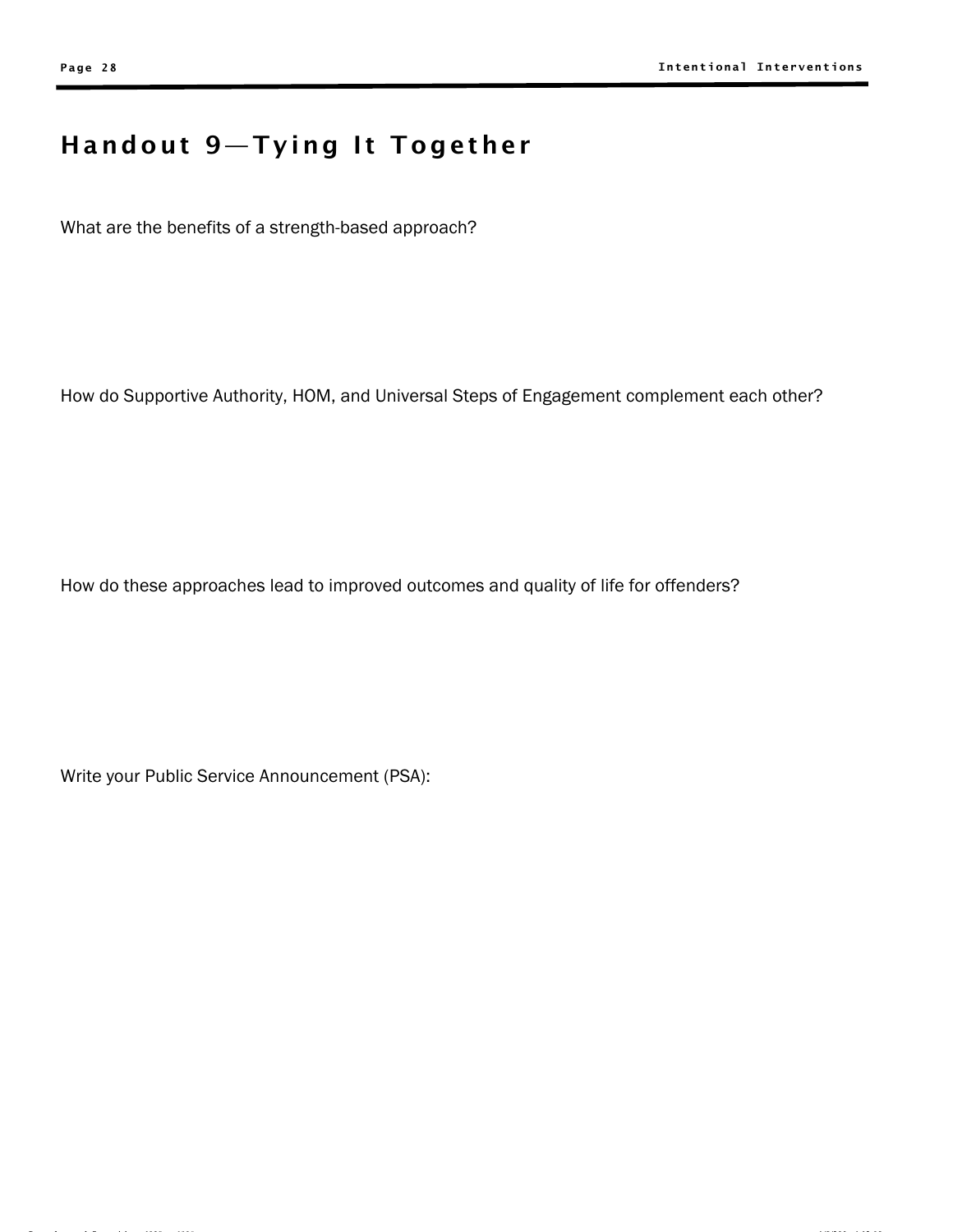# Handout 9—Tying It Together

What are the benefits of a strength-based approach?

How do Supportive Authority, HOM, and Universal Steps of Engagement complement each other?

How do these approaches lead to improved outcomes and quality of life for offenders?

Write your Public Service Announcement (PSA):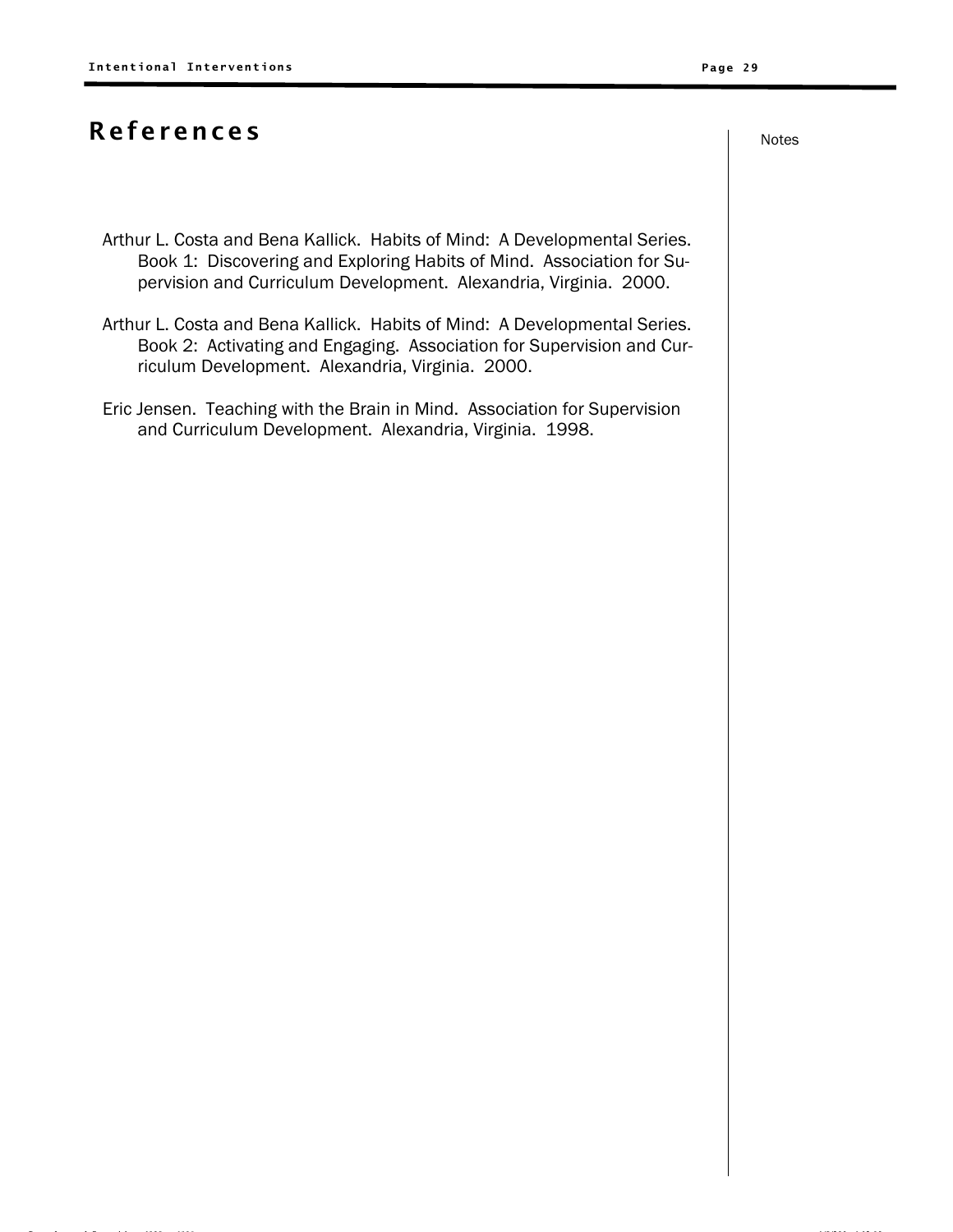# References

Arthur L. Costa and Bena Kallick. Habits of Mind: A Developmental Series. Book 1: Discovering and Exploring Habits of Mind. Association for Supervision and Curriculum Development. Alexandria, Virginia. 2000.

Arthur L. Costa and Bena Kallick. Habits of Mind: A Developmental Series. Book 2: Activating and Engaging. Association for Supervision and Curriculum Development. Alexandria, Virginia. 2000.

Eric Jensen. Teaching with the Brain in Mind. Association for Supervision and Curriculum Development. Alexandria, Virginia. 1998.

Notes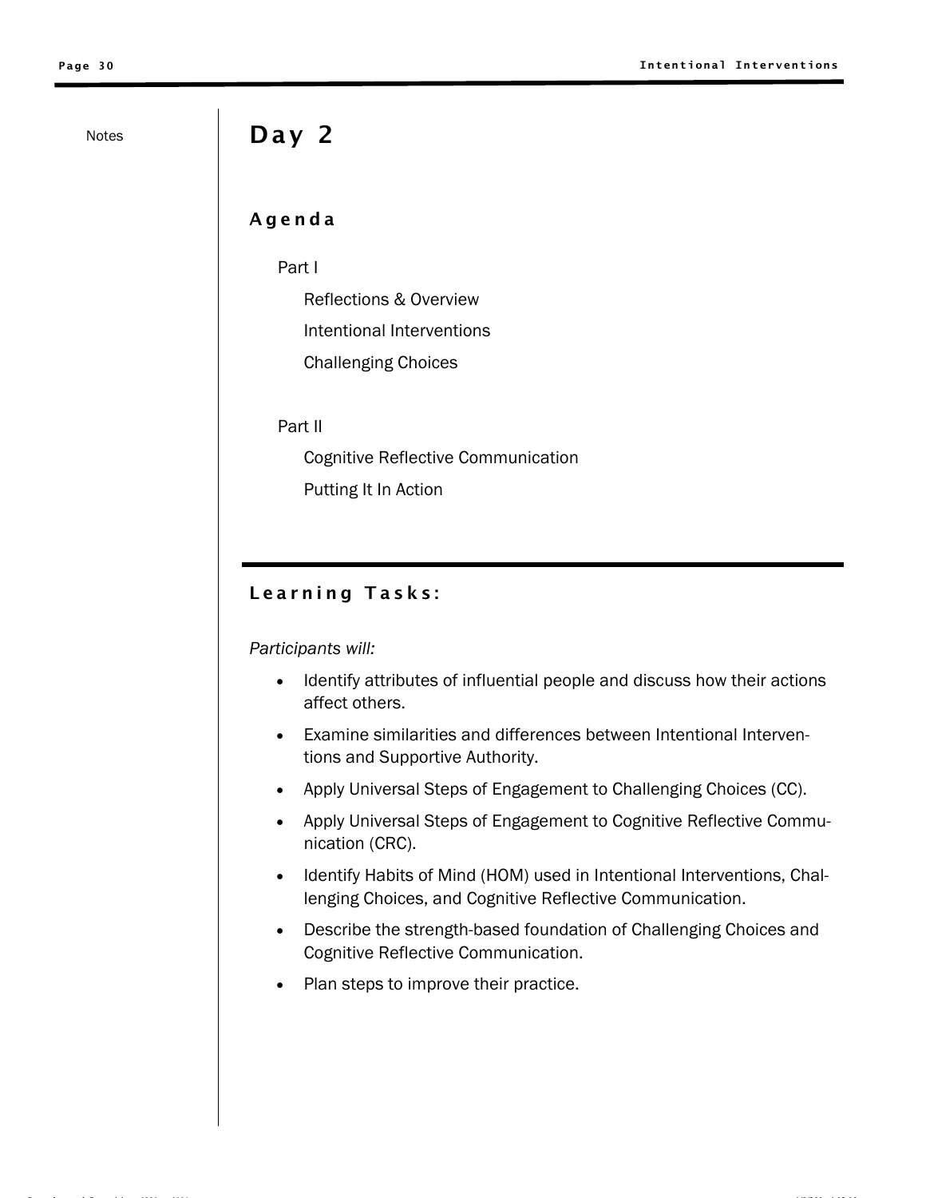Notes

# Day 2

## Agenda

Part I

- Reflections & Overview
- Intentional Interventions
- Challenging Choices

Part II

- Cognitive Reflective Communication
- Putting It In Action

## Learning Tasks:

*Participants will:*

- Identify attributes of influential people and discuss how their actions affect others.
- Examine similarities and differences between Intentional Interventions and Supportive Authority.
- Apply Universal Steps of Engagement to Challenging Choices (CC).
- Apply Universal Steps of Engagement to Cognitive Reflective Communication (CRC).
- Identify Habits of Mind (HOM) used in Intentional Interventions, Challenging Choices, and Cognitive Reflective Communication.
- Describe the strength-based foundation of Challenging Choices and Cognitive Reflective Communication.
- Plan steps to improve their practice.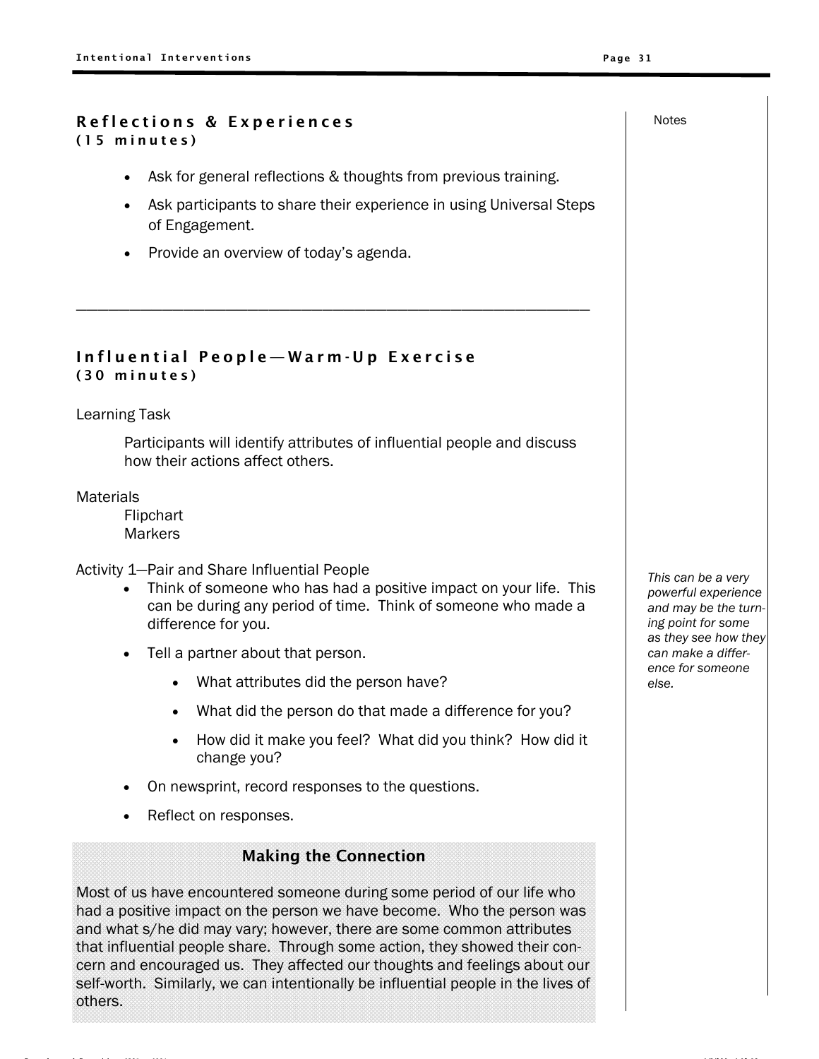## Reflections & Experiences
**(15 minutes)**

- Ask for general reflections & thoughts from previous training.
- Ask participants to share their experience in using Universal Steps of Engagement.
- Provide an overview of today's agenda.

---

## Influential People—Warm-Up Exercise
**(30 minutes)**

Learning Task

Participants will identify attributes of influential people and discuss how their actions affect others.

Materials

Flipchart
Markers

Activity 1—Pair and Share Influential People

- Think of someone who has had a positive impact on your life. This can be during any period of time. Think of someone who made a difference for you.
- Tell a partner about that person.
    - What attributes did the person have?
    - What did the person do that made a difference for you?
    - How did it make you feel? What did you think? How did it change you?
- On newsprint, record responses to the questions.
- Reflect on responses.

*Notes: This can be a very powerful experience and may be the turning point for some as they see how they can make a difference for someone else.*

### Making the Connection

Most of us have encountered someone during some period of our life who had a positive impact on the person we have become. Who the person was and what s/he did may vary; however, there are some common attributes that influential people share. Through some action, they showed their concern and encouraged us. They affected our thoughts and feelings about our self-worth. Similarly, we can intentionally be influential people in the lives of others.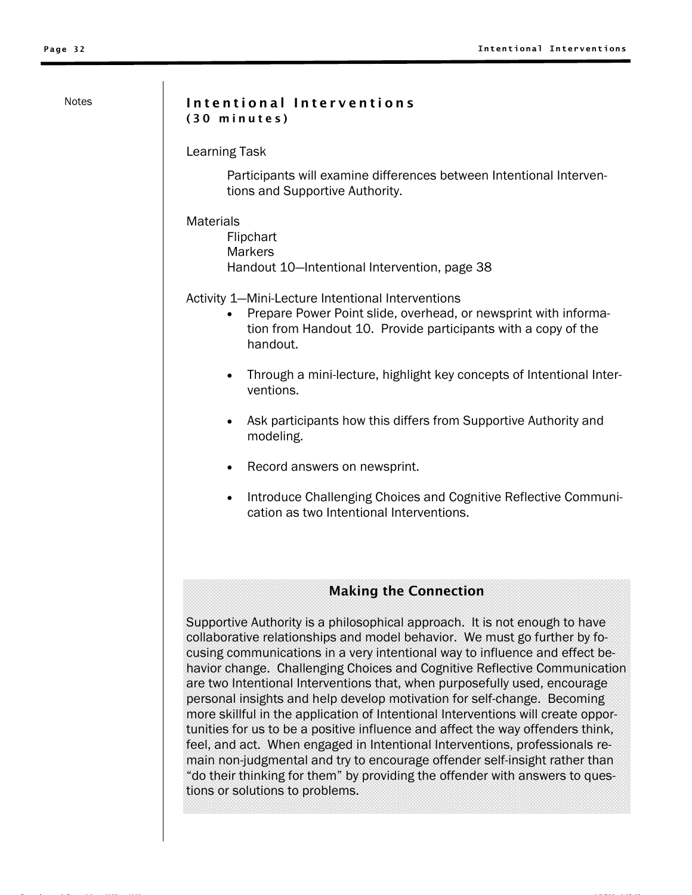Notes

## Intentional Interventions
**(30 minutes)**

Learning Task

Participants will examine differences between Intentional Interventions and Supportive Authority.

Materials

Flipchart
Markers
Handout 10—Intentional Intervention, page 38

Activity 1—Mini-Lecture Intentional Interventions

- Prepare Power Point slide, overhead, or newsprint with information from Handout 10. Provide participants with a copy of the handout.
- Through a mini-lecture, highlight key concepts of Intentional Interventions.
- Ask participants how this differs from Supportive Authority and modeling.
- Record answers on newsprint.
- Introduce Challenging Choices and Cognitive Reflective Communication as two Intentional Interventions.

### Making the Connection

Supportive Authority is a philosophical approach. It is not enough to have collaborative relationships and model behavior. We must go further by focusing communications in a very intentional way to influence and effect behavior change. Challenging Choices and Cognitive Reflective Communication are two Intentional Interventions that, when purposefully used, encourage personal insights and help develop motivation for self-change. Becoming more skillful in the application of Intentional Interventions will create opportunities for us to be a positive influence and affect the way offenders think, feel, and act. When engaged in Intentional Interventions, professionals remain non-judgmental and try to encourage offender self-insight rather than "do their thinking for them" by providing the offender with answers to questions or solutions to problems.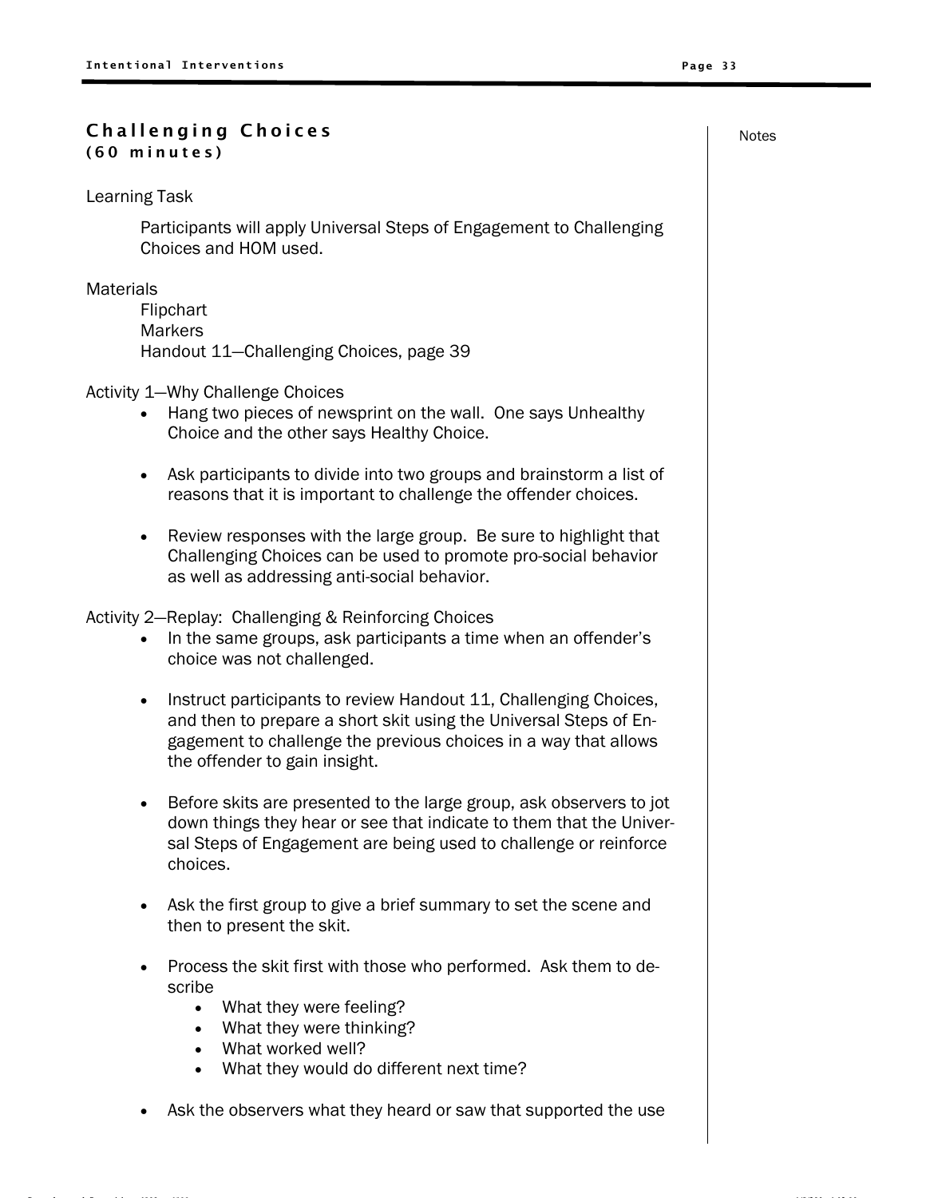## Challenging Choices
**(60 minutes)**

Learning Task

Participants will apply Universal Steps of Engagement to Challenging Choices and HOM used.

Materials

Flipchart
Markers
Handout 11—Challenging Choices, page 39

Activity 1—Why Challenge Choices

- Hang two pieces of newsprint on the wall. One says Unhealthy Choice and the other says Healthy Choice.
- Ask participants to divide into two groups and brainstorm a list of reasons that it is important to challenge the offender choices.
- Review responses with the large group. Be sure to highlight that Challenging Choices can be used to promote pro-social behavior as well as addressing anti-social behavior.

Activity 2—Replay: Challenging & Reinforcing Choices

- In the same groups, ask participants a time when an offender's choice was not challenged.
- Instruct participants to review Handout 11, Challenging Choices, and then to prepare a short skit using the Universal Steps of Engagement to challenge the previous choices in a way that allows the offender to gain insight.
- Before skits are presented to the large group, ask observers to jot down things they hear or see that indicate to them that the Universal Steps of Engagement are being used to challenge or reinforce choices.
- Ask the first group to give a brief summary to set the scene and then to present the skit.
- Process the skit first with those who performed. Ask them to describe
    - What they were feeling?
    - What they were thinking?
    - What worked well?
    - What they would do different next time?
- Ask the observers what they heard or saw that supported the use

Notes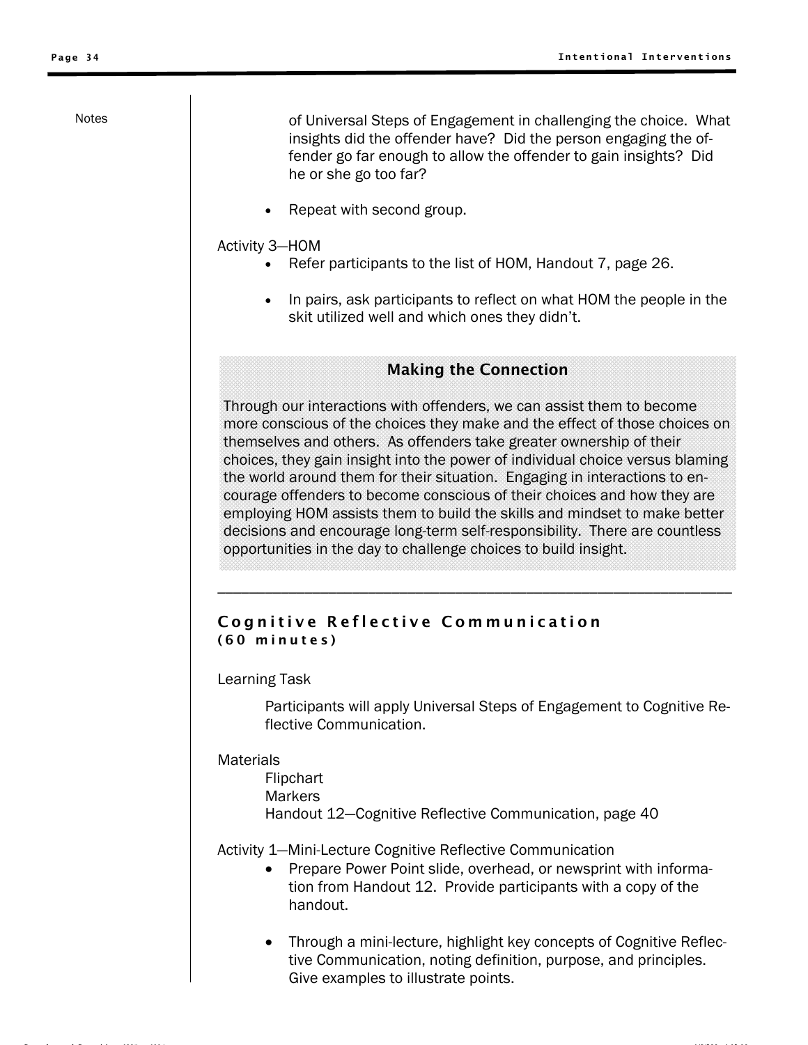Notes

of Universal Steps of Engagement in challenging the choice. What insights did the offender have? Did the person engaging the offender go far enough to allow the offender to gain insights? Did he or she go too far?

- Repeat with second group.

Activity 3—HOM

- Refer participants to the list of HOM, Handout 7, page 26.
- In pairs, ask participants to reflect on what HOM the people in the skit utilized well and which ones they didn't.

**Making the Connection**

Through our interactions with offenders, we can assist them to become more conscious of the choices they make and the effect of those choices on themselves and others. As offenders take greater ownership of their choices, they gain insight into the power of individual choice versus blaming the world around them for their situation. Engaging in interactions to encourage offenders to become conscious of their choices and how they are employing HOM assists them to build the skills and mindset to make better decisions and encourage long-term self-responsibility. There are countless opportunities in the day to challenge choices to build insight.

---

## Cognitive Reflective Communication
**(60 minutes)**

Learning Task

Participants will apply Universal Steps of Engagement to Cognitive Reflective Communication.

Materials

Flipchart
Markers
Handout 12—Cognitive Reflective Communication, page 40

Activity 1—Mini-Lecture Cognitive Reflective Communication

- Prepare Power Point slide, overhead, or newsprint with information from Handout 12. Provide participants with a copy of the handout.
- Through a mini-lecture, highlight key concepts of Cognitive Reflective Communication, noting definition, purpose, and principles. Give examples to illustrate points.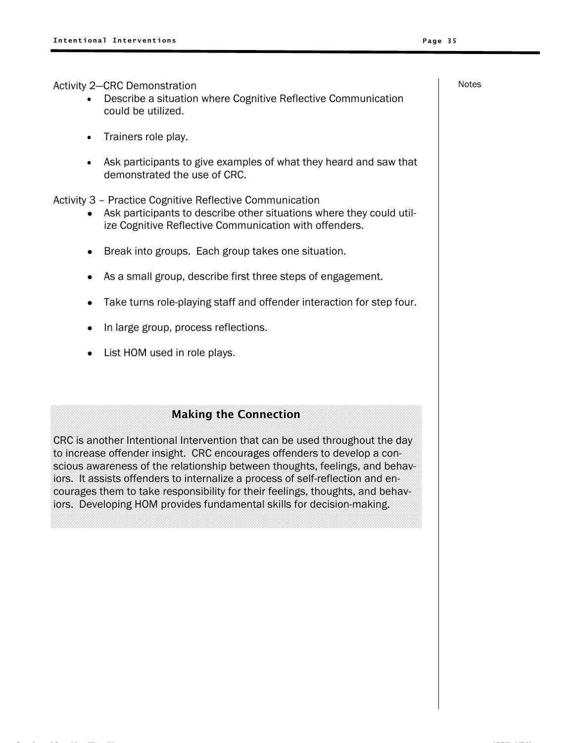Activity 2—CRC Demonstration

- Describe a situation where Cognitive Reflective Communication could be utilized.
- Trainers role play.
- Ask participants to give examples of what they heard and saw that demonstrated the use of CRC.

Activity 3 – Practice Cognitive Reflective Communication

- Ask participants to describe other situations where they could utilize Cognitive Reflective Communication with offenders.
- Break into groups. Each group takes one situation.
- As a small group, describe first three steps of engagement.
- Take turns role-playing staff and offender interaction for step four.
- In large group, process reflections.
- List HOM used in role plays.

Notes

### Making the Connection

CRC is another Intentional Intervention that can be used throughout the day to increase offender insight. CRC encourages offenders to develop a conscious awareness of the relationship between thoughts, feelings, and behaviors. It assists offenders to internalize a process of self-reflection and encourages them to take responsibility for their feelings, thoughts, and behaviors. Developing HOM provides fundamental skills for decision-making.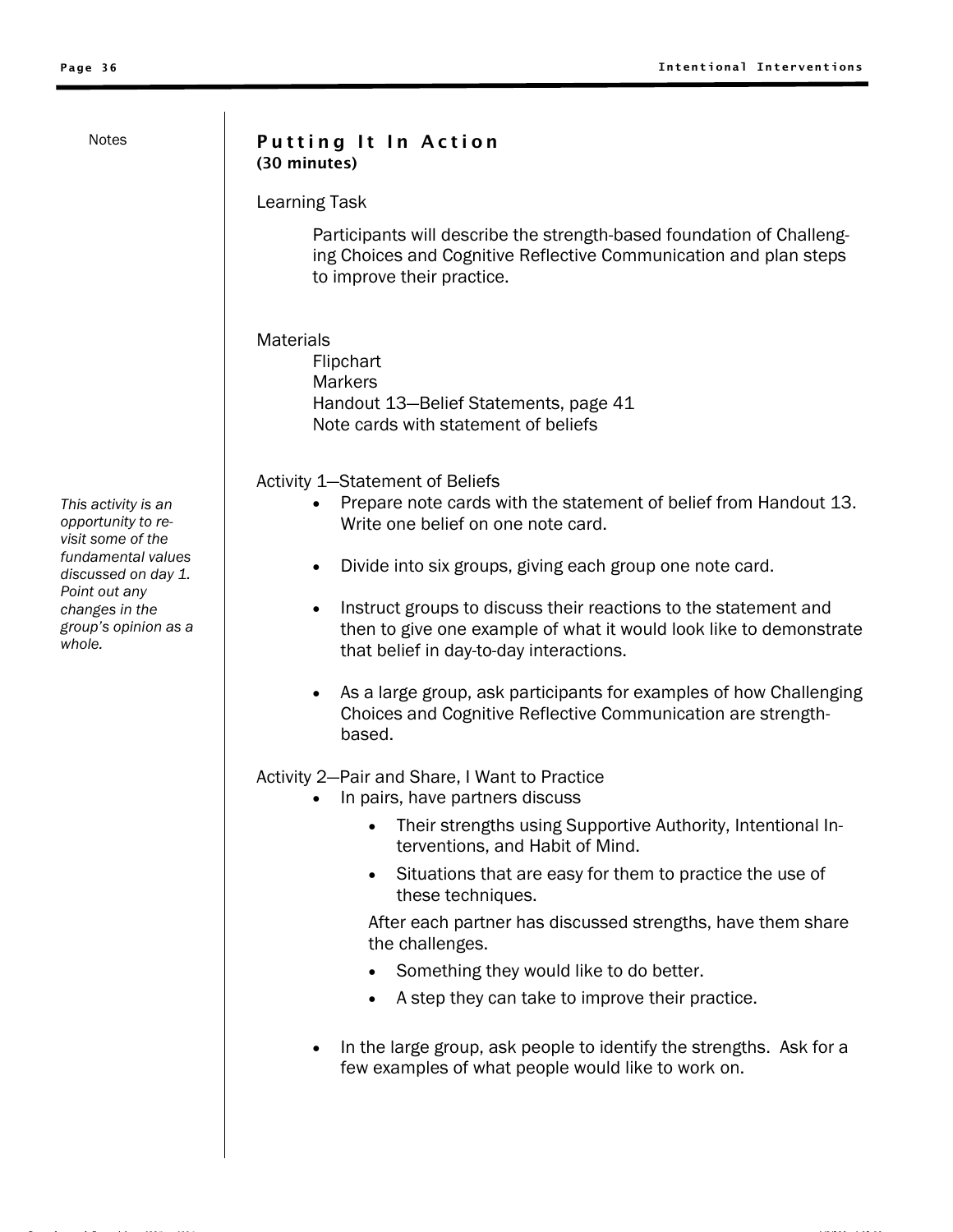Notes

## Putting It In Action
**(30 minutes)**

Learning Task

Participants will describe the strength-based foundation of Challenging Choices and Cognitive Reflective Communication and plan steps to improve their practice.

Materials

- Flipchart
- Markers
- Handout 13—Belief Statements, page 41
- Note cards with statement of beliefs

Activity 1—Statement of Beliefs

*This activity is an opportunity to revisit some of the fundamental values discussed on day 1. Point out any changes in the group's opinion as a whole.*

- Prepare note cards with the statement of belief from Handout 13. Write one belief on one note card.
- Divide into six groups, giving each group one note card.
- Instruct groups to discuss their reactions to the statement and then to give one example of what it would look like to demonstrate that belief in day-to-day interactions.
- As a large group, ask participants for examples of how Challenging Choices and Cognitive Reflective Communication are strength-based.

Activity 2—Pair and Share, I Want to Practice

- In pairs, have partners discuss
    - Their strengths using Supportive Authority, Intentional Interventions, and Habit of Mind.
    - Situations that are easy for them to practice the use of these techniques.

    After each partner has discussed strengths, have them share the challenges.

    - Something they would like to do better.
    - A step they can take to improve their practice.
- In the large group, ask people to identify the strengths. Ask for a few examples of what people would like to work on.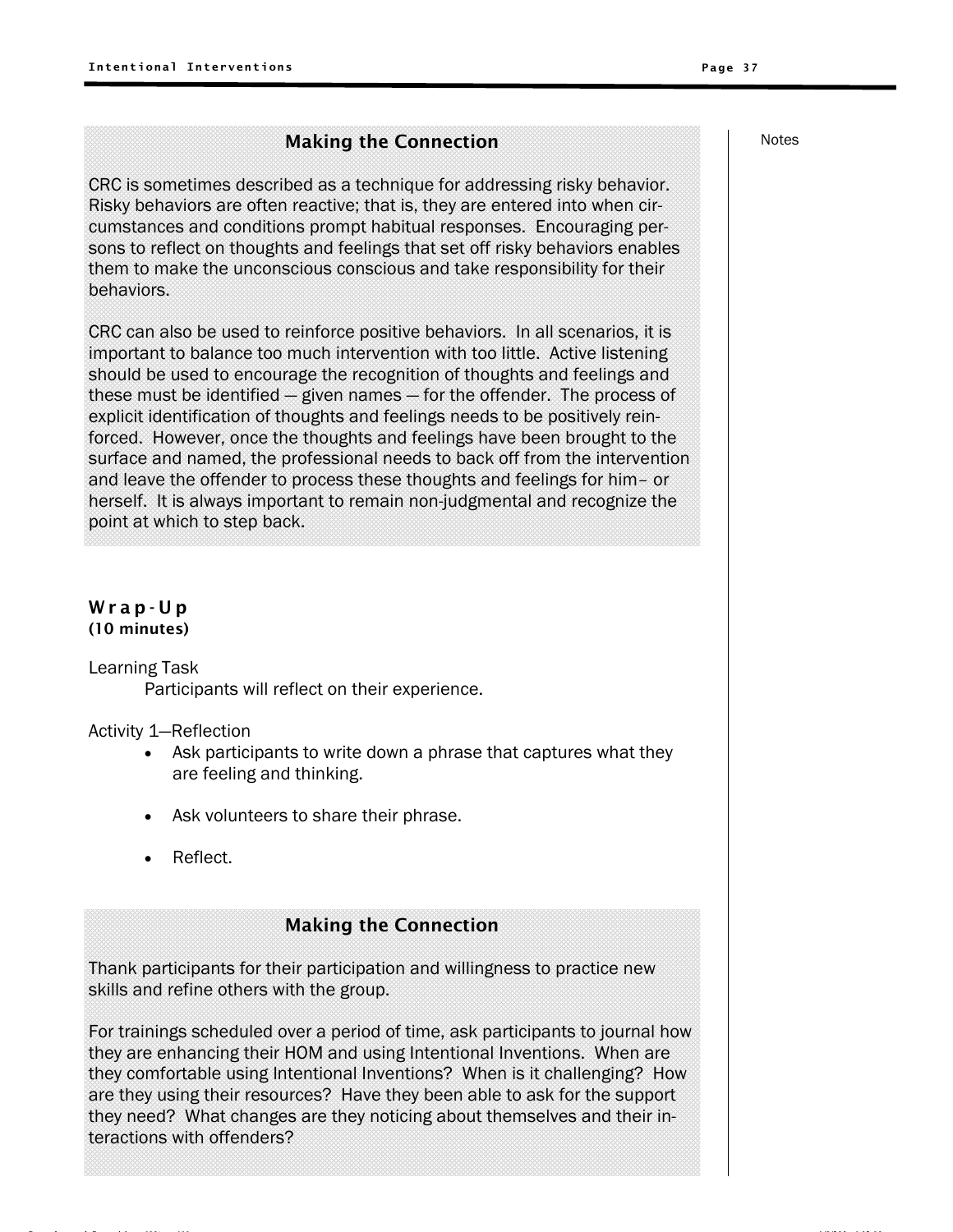### Making the Connection

CRC is sometimes described as a technique for addressing risky behavior. Risky behaviors are often reactive; that is, they are entered into when circumstances and conditions prompt habitual responses. Encouraging persons to reflect on thoughts and feelings that set off risky behaviors enables them to make the unconscious conscious and take responsibility for their behaviors.

CRC can also be used to reinforce positive behaviors. In all scenarios, it is important to balance too much intervention with too little. Active listening should be used to encourage the recognition of thoughts and feelings and these must be identified — given names — for the offender. The process of explicit identification of thoughts and feelings needs to be positively reinforced. However, once the thoughts and feelings have been brought to the surface and named, the professional needs to back off from the intervention and leave the offender to process these thoughts and feelings for him– or herself. It is always important to remain non-judgmental and recognize the point at which to step back.

## Wrap-Up
**(10 minutes)**

Learning Task

Participants will reflect on their experience.

Activity 1—Reflection

- Ask participants to write down a phrase that captures what they are feeling and thinking.
- Ask volunteers to share their phrase.
- Reflect.

### Making the Connection

Thank participants for their participation and willingness to practice new skills and refine others with the group.

For trainings scheduled over a period of time, ask participants to journal how they are enhancing their HOM and using Intentional Inventions. When are they comfortable using Intentional Inventions? When is it challenging? How are they using their resources? Have they been able to ask for the support they need? What changes are they noticing about themselves and their interactions with offenders?

Notes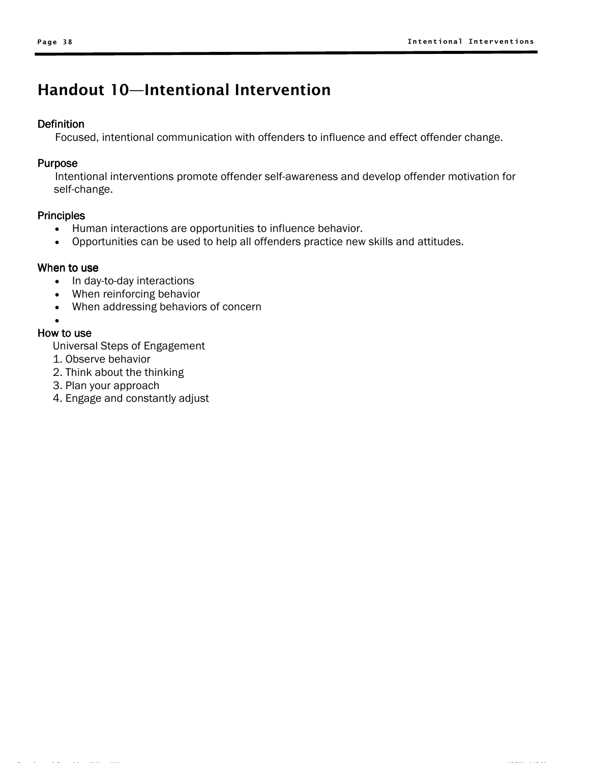# Handout 10—Intentional Intervention

**Definition**

Focused, intentional communication with offenders to influence and effect offender change.

**Purpose**

Intentional interventions promote offender self-awareness and develop offender motivation for self-change.

**Principles**

- Human interactions are opportunities to influence behavior.
- Opportunities can be used to help all offenders practice new skills and attitudes.

**When to use**

- In day-to-day interactions
- When reinforcing behavior
- When addressing behaviors of concern

**How to use**

Universal Steps of Engagement

1. Observe behavior
2. Think about the thinking
3. Plan your approach
4. Engage and constantly adjust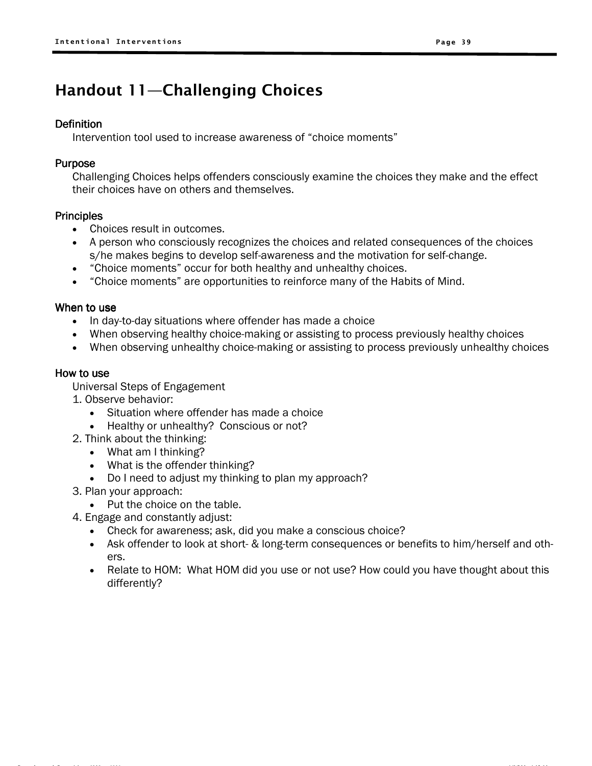# Handout 11—Challenging Choices

### Definition

Intervention tool used to increase awareness of “choice moments”

### Purpose

Challenging Choices helps offenders consciously examine the choices they make and the effect their choices have on others and themselves.

### Principles

- Choices result in outcomes.
- A person who consciously recognizes the choices and related consequences of the choices s/he makes begins to develop self-awareness and the motivation for self-change.
- “Choice moments” occur for both healthy and unhealthy choices.
- “Choice moments” are opportunities to reinforce many of the Habits of Mind.

### When to use

- In day-to-day situations where offender has made a choice
- When observing healthy choice-making or assisting to process previously healthy choices
- When observing unhealthy choice-making or assisting to process previously unhealthy choices

### How to use

Universal Steps of Engagement

1. Observe behavior:
   - Situation where offender has made a choice
   - Healthy or unhealthy? Conscious or not?
2. Think about the thinking:
   - What am I thinking?
   - What is the offender thinking?
   - Do I need to adjust my thinking to plan my approach?
3. Plan your approach:
   - Put the choice on the table.
4. Engage and constantly adjust:
   - Check for awareness; ask, did you make a conscious choice?
   - Ask offender to look at short- & long-term consequences or benefits to him/herself and others.
   - Relate to HOM: What HOM did you use or not use? How could you have thought about this differently?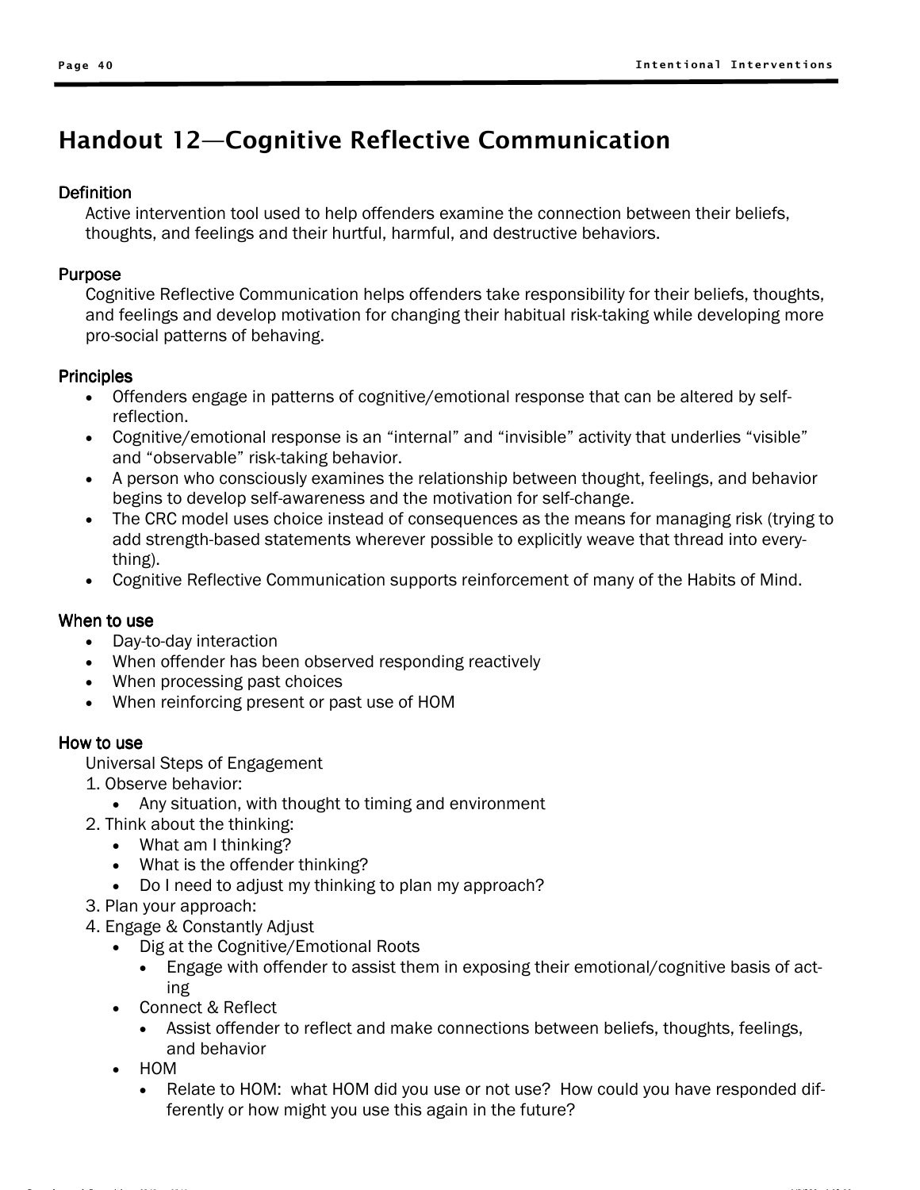# Handout 12—Cognitive Reflective Communication

### Definition

Active intervention tool used to help offenders examine the connection between their beliefs, thoughts, and feelings and their hurtful, harmful, and destructive behaviors.

### Purpose

Cognitive Reflective Communication helps offenders take responsibility for their beliefs, thoughts, and feelings and develop motivation for changing their habitual risk-taking while developing more pro-social patterns of behaving.

### Principles

- Offenders engage in patterns of cognitive/emotional response that can be altered by self-reflection.
- Cognitive/emotional response is an "internal" and "invisible" activity that underlies "visible" and "observable" risk-taking behavior.
- A person who consciously examines the relationship between thought, feelings, and behavior begins to develop self-awareness and the motivation for self-change.
- The CRC model uses choice instead of consequences as the means for managing risk (trying to add strength-based statements wherever possible to explicitly weave that thread into everything).
- Cognitive Reflective Communication supports reinforcement of many of the Habits of Mind.

### When to use

- Day-to-day interaction
- When offender has been observed responding reactively
- When processing past choices
- When reinforcing present or past use of HOM

### How to use

Universal Steps of Engagement

1. Observe behavior:
   - Any situation, with thought to timing and environment
2. Think about the thinking:
   - What am I thinking?
   - What is the offender thinking?
   - Do I need to adjust my thinking to plan my approach?
3. Plan your approach:
4. Engage & Constantly Adjust
   - Dig at the Cognitive/Emotional Roots
     - Engage with offender to assist them in exposing their emotional/cognitive basis of acting
   - Connect & Reflect
     - Assist offender to reflect and make connections between beliefs, thoughts, feelings, and behavior
   - HOM
     - Relate to HOM: what HOM did you use or not use? How could you have responded differently or how might you use this again in the future?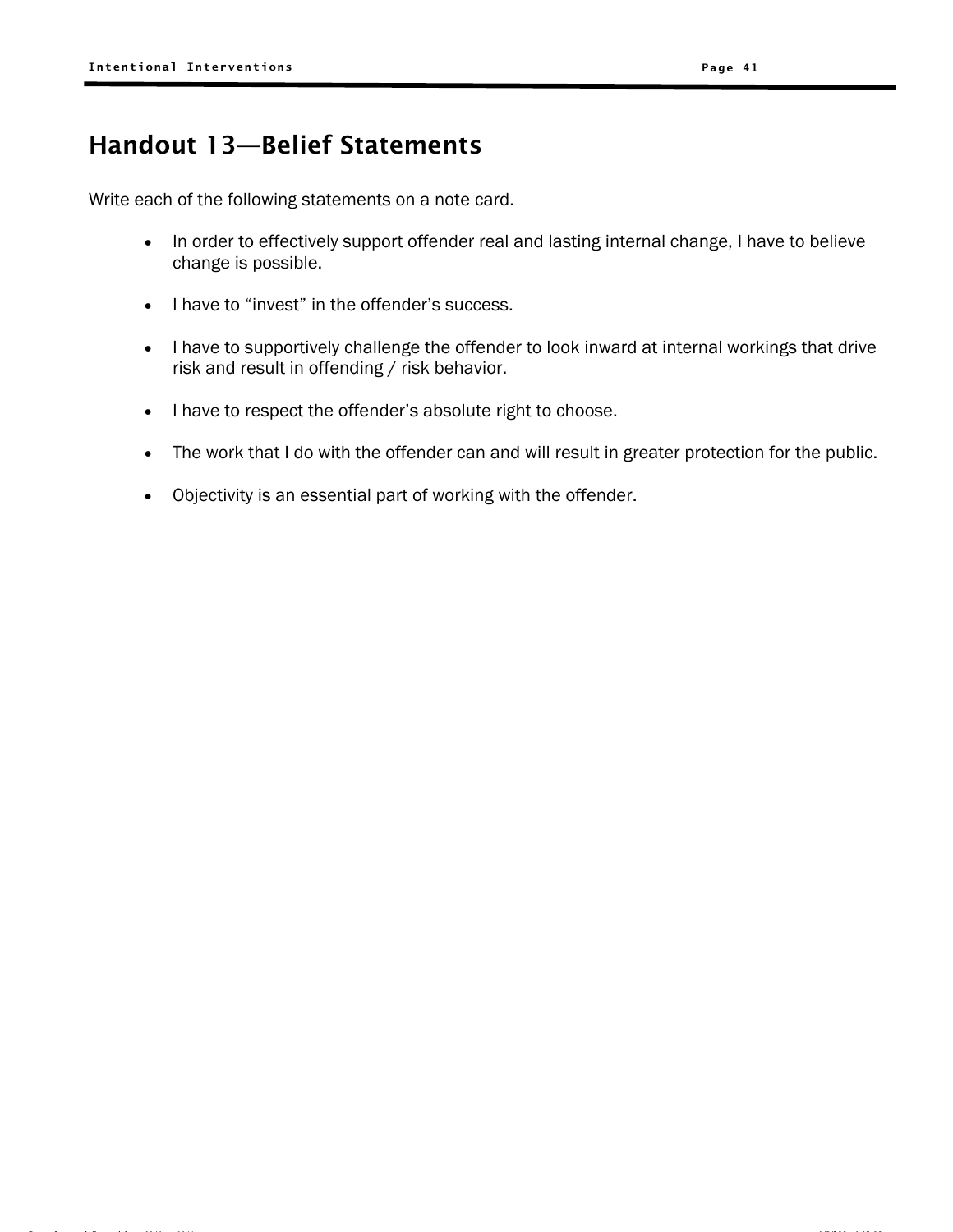## Handout 13—Belief Statements

Write each of the following statements on a note card.

- In order to effectively support offender real and lasting internal change, I have to believe change is possible.
- I have to “invest” in the offender’s success.
- I have to supportively challenge the offender to look inward at internal workings that drive risk and result in offending / risk behavior.
- I have to respect the offender’s absolute right to choose.
- The work that I do with the offender can and will result in greater protection for the public.
- Objectivity is an essential part of working with the offender.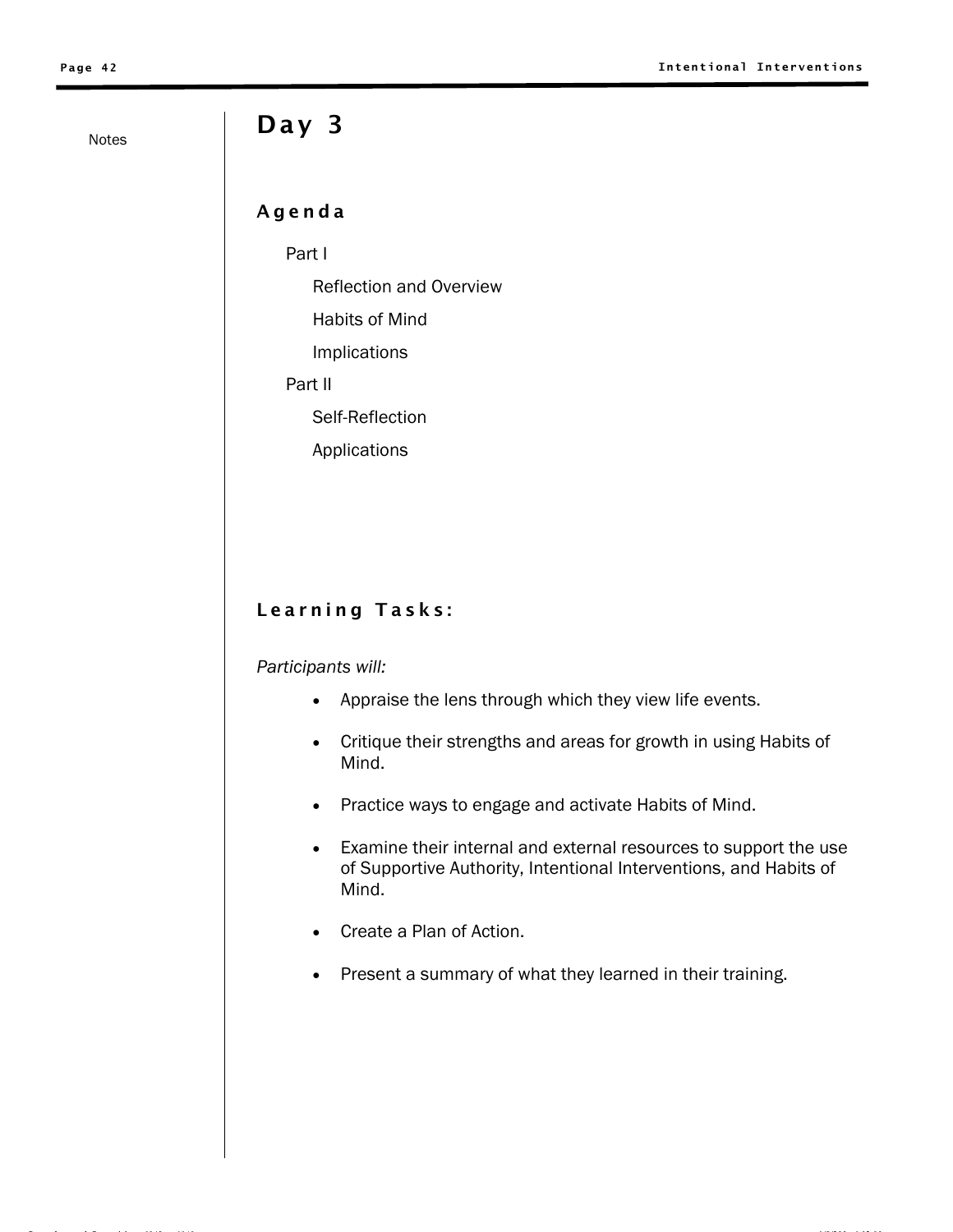Notes

# Day 3

## Agenda

- Part I
  - Reflection and Overview
  - Habits of Mind
  - Implications
- Part II
  - Self-Reflection
  - Applications

## Learning Tasks:

*Participants will:*

- Appraise the lens through which they view life events.
- Critique their strengths and areas for growth in using Habits of Mind.
- Practice ways to engage and activate Habits of Mind.
- Examine their internal and external resources to support the use of Supportive Authority, Intentional Interventions, and Habits of Mind.
- Create a Plan of Action.
- Present a summary of what they learned in their training.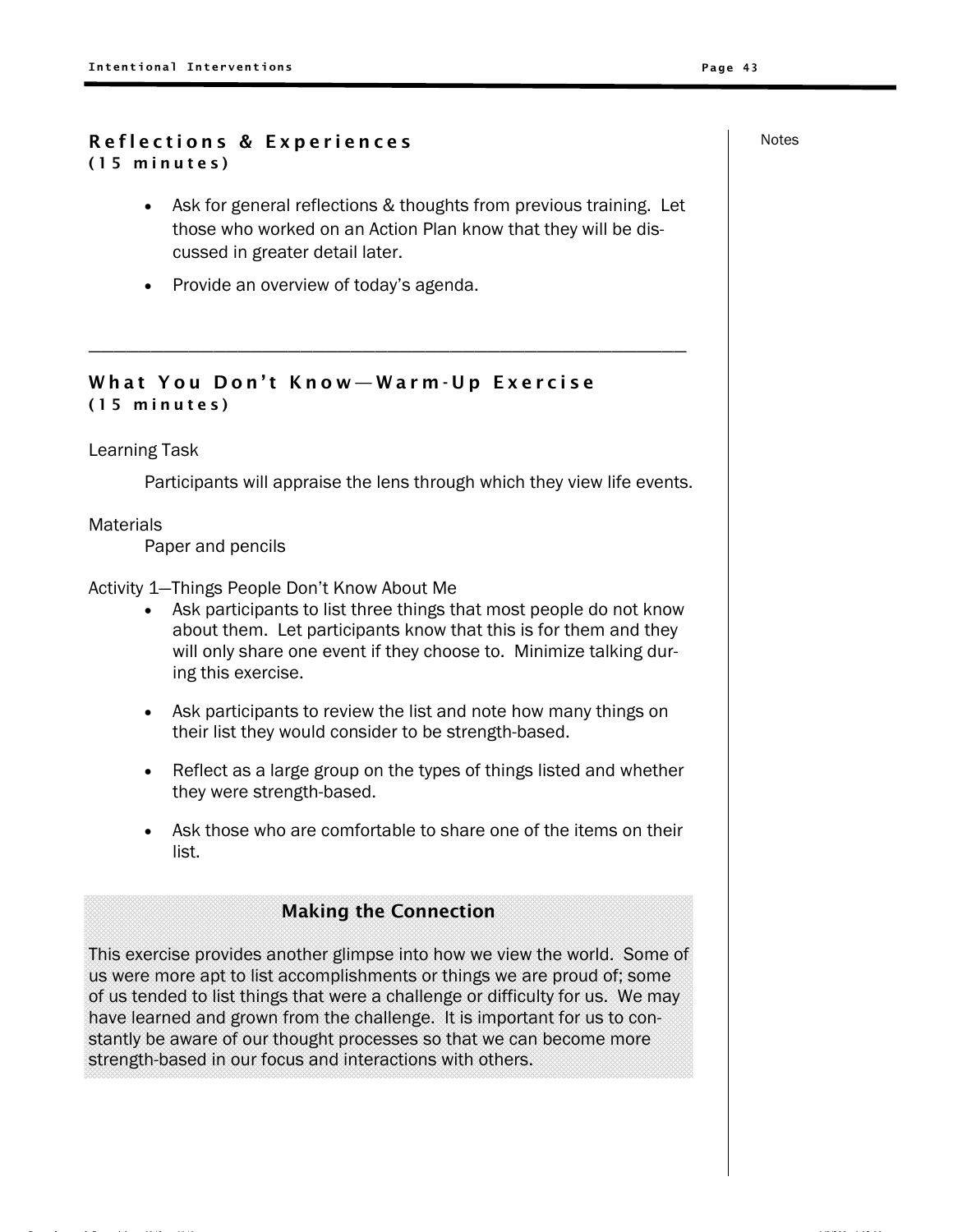## Reflections & Experiences
**(15 minutes)**

- Ask for general reflections & thoughts from previous training. Let those who worked on an Action Plan know that they will be discussed in greater detail later.
- Provide an overview of today's agenda.

---

## What You Don't Know—Warm-Up Exercise
**(15 minutes)**

Learning Task

Participants will appraise the lens through which they view life events.

Materials

Paper and pencils

Activity 1—Things People Don't Know About Me

- Ask participants to list three things that most people do not know about them. Let participants know that this is for them and they will only share one event if they choose to. Minimize talking during this exercise.
- Ask participants to review the list and note how many things on their list they would consider to be strength-based.
- Reflect as a large group on the types of things listed and whether they were strength-based.
- Ask those who are comfortable to share one of the items on their list.

### Making the Connection

This exercise provides another glimpse into how we view the world. Some of us were more apt to list accomplishments or things we are proud of; some of us tended to list things that were a challenge or difficulty for us. We may have learned and grown from the challenge. It is important for us to constantly be aware of our thought processes so that we can become more strength-based in our focus and interactions with others.

Notes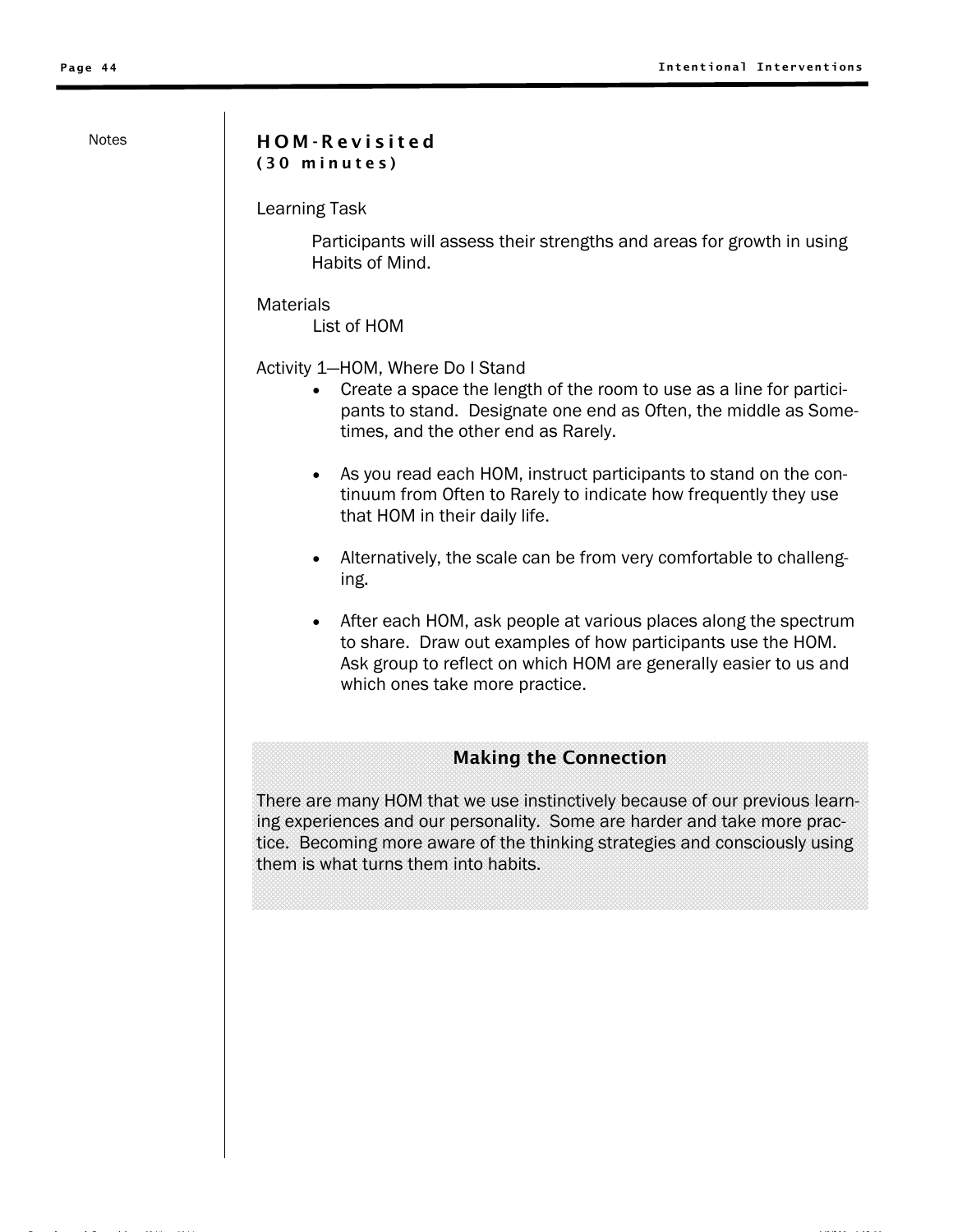Notes

## HOM-Revisited
**(30 minutes)**

Learning Task

Participants will assess their strengths and areas for growth in using Habits of Mind.

Materials

List of HOM

Activity 1—HOM, Where Do I Stand

- Create a space the length of the room to use as a line for participants to stand. Designate one end as Often, the middle as Sometimes, and the other end as Rarely.
- As you read each HOM, instruct participants to stand on the continuum from Often to Rarely to indicate how frequently they use that HOM in their daily life.
- Alternatively, the scale can be from very comfortable to challenging.
- After each HOM, ask people at various places along the spectrum to share. Draw out examples of how participants use the HOM. Ask group to reflect on which HOM are generally easier to us and which ones take more practice.

### Making the Connection

There are many HOM that we use instinctively because of our previous learning experiences and our personality. Some are harder and take more practice. Becoming more aware of the thinking strategies and consciously using them is what turns them into habits.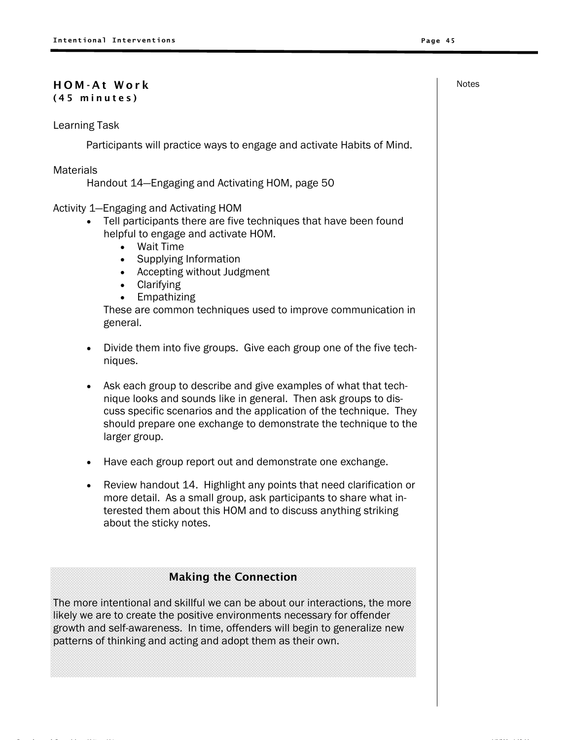## HOM-At Work
**(45 minutes)**

Notes

Learning Task

Participants will practice ways to engage and activate Habits of Mind.

Materials

Handout 14—Engaging and Activating HOM, page 50

Activity 1—Engaging and Activating HOM

- Tell participants there are five techniques that have been found helpful to engage and activate HOM.
  - Wait Time
  - Supplying Information
  - Accepting without Judgment
  - Clarifying
  - Empathizing

  These are common techniques used to improve communication in general.

- Divide them into five groups. Give each group one of the five techniques.

- Ask each group to describe and give examples of what that technique looks and sounds like in general. Then ask groups to discuss specific scenarios and the application of the technique. They should prepare one exchange to demonstrate the technique to the larger group.

- Have each group report out and demonstrate one exchange.

- Review handout 14. Highlight any points that need clarification or more detail. As a small group, ask participants to share what interested them about this HOM and to discuss anything striking about the sticky notes.

### Making the Connection

The more intentional and skillful we can be about our interactions, the more likely we are to create the positive environments necessary for offender growth and self-awareness. In time, offenders will begin to generalize new patterns of thinking and acting and adopt them as their own.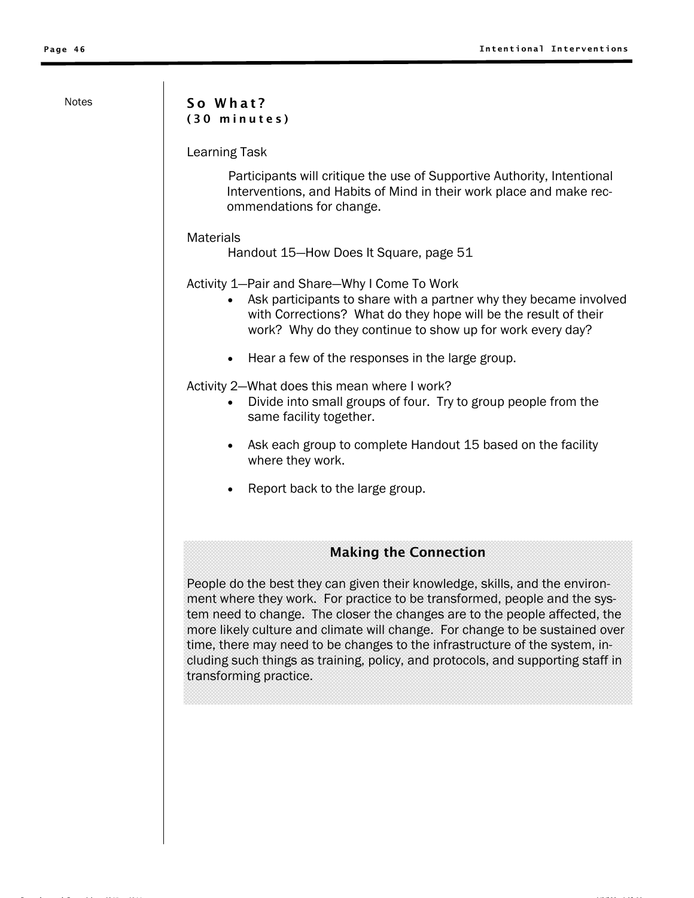Notes

## So What?
### (30 minutes)

Learning Task

Participants will critique the use of Supportive Authority, Intentional Interventions, and Habits of Mind in their work place and make recommendations for change.

Materials

Handout 15—How Does It Square, page 51

Activity 1—Pair and Share—Why I Come To Work

- Ask participants to share with a partner why they became involved with Corrections? What do they hope will be the result of their work? Why do they continue to show up for work every day?
- Hear a few of the responses in the large group.

Activity 2—What does this mean where I work?

- Divide into small groups of four. Try to group people from the same facility together.
- Ask each group to complete Handout 15 based on the facility where they work.
- Report back to the large group.

### Making the Connection

People do the best they can given their knowledge, skills, and the environment where they work. For practice to be transformed, people and the system need to change. The closer the changes are to the people affected, the more likely culture and climate will change. For change to be sustained over time, there may need to be changes to the infrastructure of the system, including such things as training, policy, and protocols, and supporting staff in transforming practice.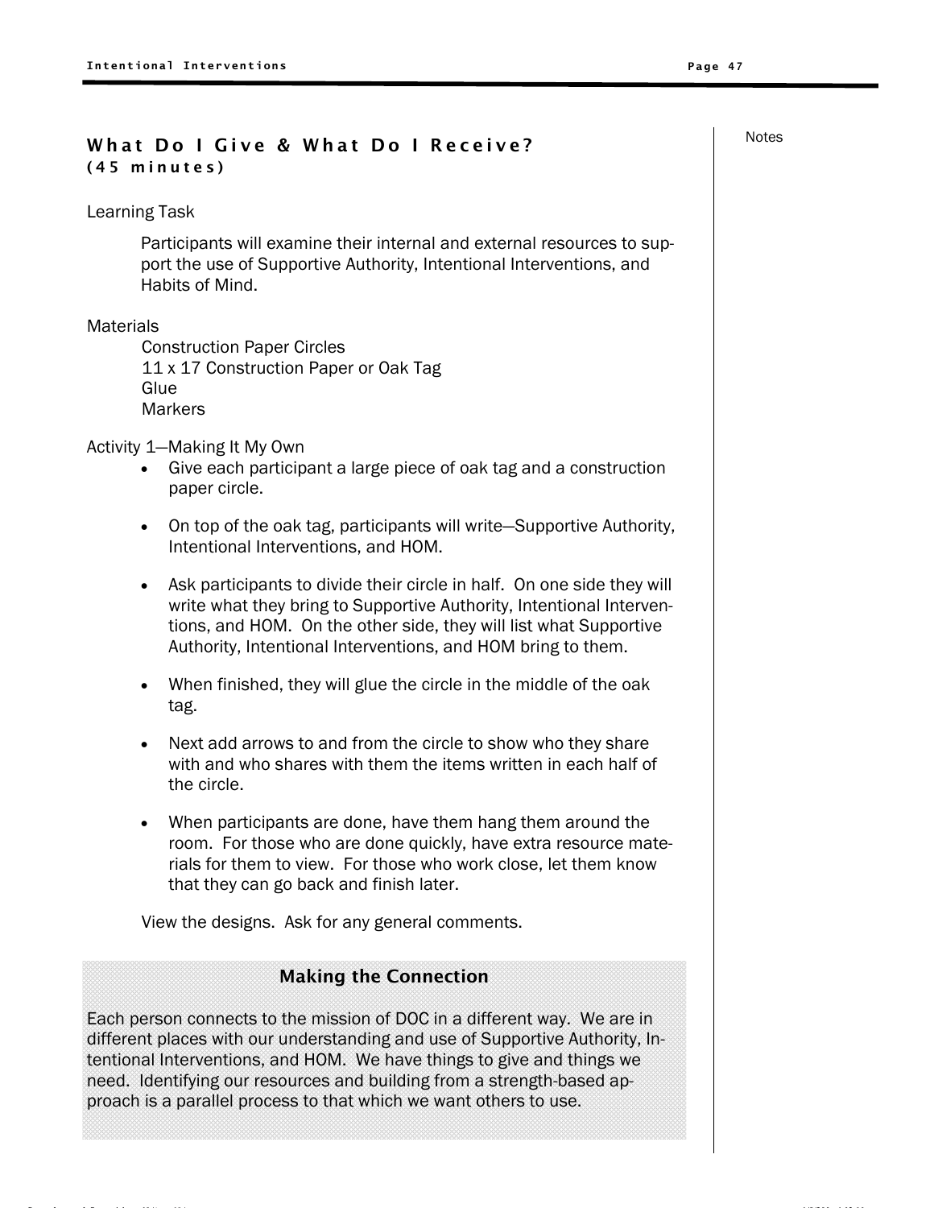## What Do I Give & What Do I Receive?
**(45 minutes)**

Learning Task

Participants will examine their internal and external resources to support the use of Supportive Authority, Intentional Interventions, and Habits of Mind.

Materials

Construction Paper Circles
11 x 17 Construction Paper or Oak Tag
Glue
Markers

Activity 1—Making It My Own

- Give each participant a large piece of oak tag and a construction paper circle.
- On top of the oak tag, participants will write—Supportive Authority, Intentional Interventions, and HOM.
- Ask participants to divide their circle in half. On one side they will write what they bring to Supportive Authority, Intentional Interventions, and HOM. On the other side, they will list what Supportive Authority, Intentional Interventions, and HOM bring to them.
- When finished, they will glue the circle in the middle of the oak tag.
- Next add arrows to and from the circle to show who they share with and who shares with them the items written in each half of the circle.
- When participants are done, have them hang them around the room. For those who are done quickly, have extra resource materials for them to view. For those who work close, let them know that they can go back and finish later.

View the designs. Ask for any general comments.

### Making the Connection

Each person connects to the mission of DOC in a different way. We are in different places with our understanding and use of Supportive Authority, Intentional Interventions, and HOM. We have things to give and things we need. Identifying our resources and building from a strength-based approach is a parallel process to that which we want others to use.

Notes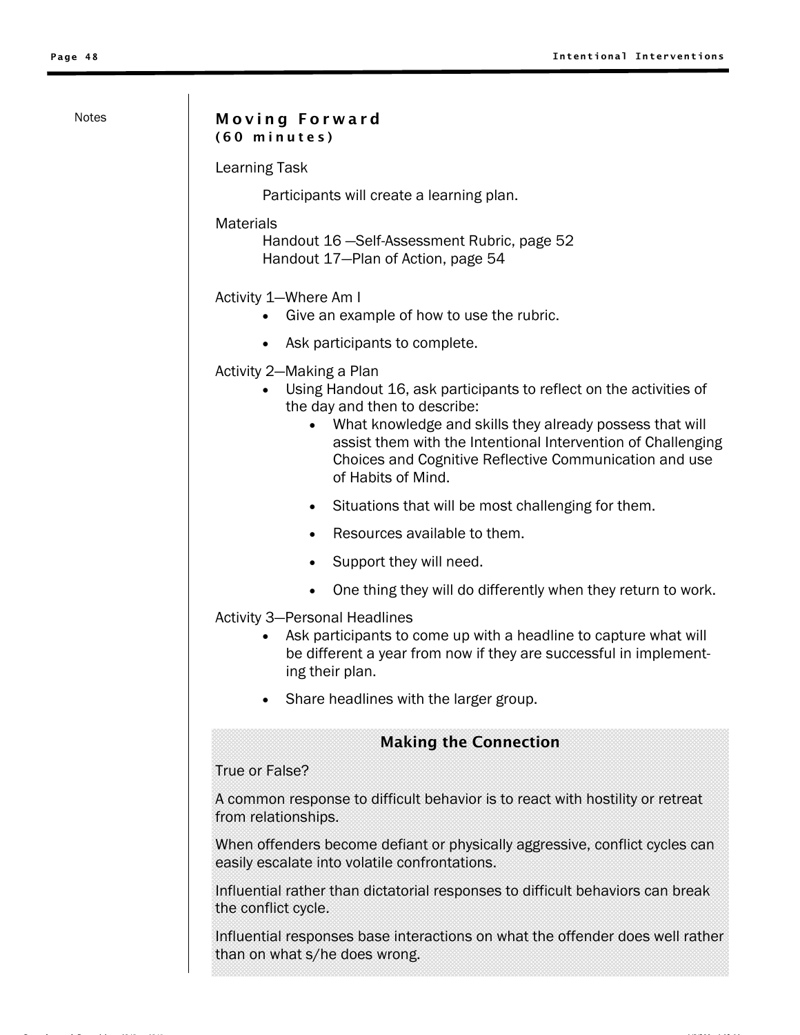Notes

## Moving Forward
### (60 minutes)

Learning Task

Participants will create a learning plan.

Materials

Handout 16 —Self-Assessment Rubric, page 52
Handout 17—Plan of Action, page 54

Activity 1—Where Am I

- Give an example of how to use the rubric.
- Ask participants to complete.

Activity 2—Making a Plan

- Using Handout 16, ask participants to reflect on the activities of the day and then to describe:
  - What knowledge and skills they already possess that will assist them with the Intentional Intervention of Challenging Choices and Cognitive Reflective Communication and use of Habits of Mind.
  - Situations that will be most challenging for them.
  - Resources available to them.
  - Support they will need.
  - One thing they will do differently when they return to work.

Activity 3—Personal Headlines

- Ask participants to come up with a headline to capture what will be different a year from now if they are successful in implementing their plan.
- Share headlines with the larger group.

**Making the Connection**

True or False?

A common response to difficult behavior is to react with hostility or retreat from relationships.

When offenders become defiant or physically aggressive, conflict cycles can easily escalate into volatile confrontations.

Influential rather than dictatorial responses to difficult behaviors can break the conflict cycle.

Influential responses base interactions on what the offender does well rather than on what s/he does wrong.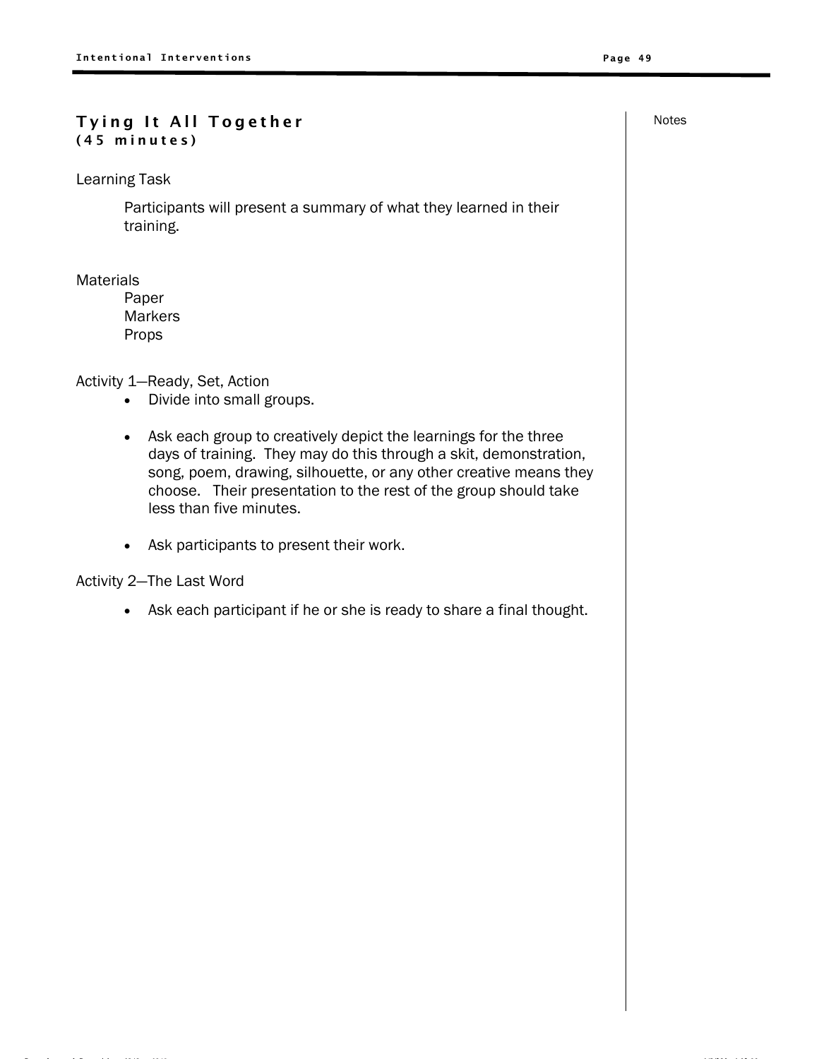## Tying It All Together
**(45 minutes)**

Notes

Learning Task

Participants will present a summary of what they learned in their training.

Materials

Paper
Markers
Props

Activity 1—Ready, Set, Action

- Divide into small groups.
- Ask each group to creatively depict the learnings for the three days of training. They may do this through a skit, demonstration, song, poem, drawing, silhouette, or any other creative means they choose. Their presentation to the rest of the group should take less than five minutes.
- Ask participants to present their work.

Activity 2—The Last Word

- Ask each participant if he or she is ready to share a final thought.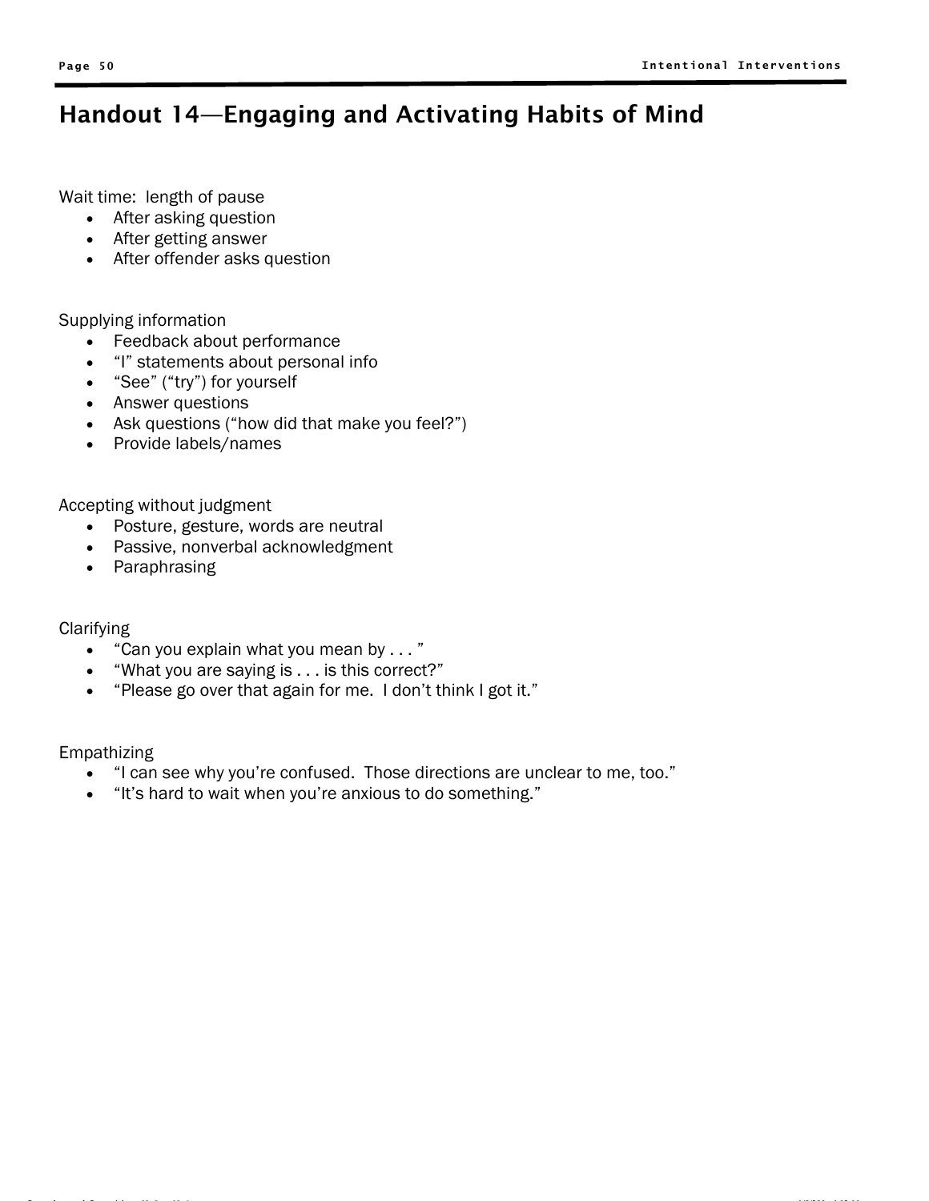# Handout 14—Engaging and Activating Habits of Mind

Wait time: length of pause

- After asking question
- After getting answer
- After offender asks question

Supplying information

- Feedback about performance
- “I” statements about personal info
- “See” (“try”) for yourself
- Answer questions
- Ask questions (“how did that make you feel?”)
- Provide labels/names

Accepting without judgment

- Posture, gesture, words are neutral
- Passive, nonverbal acknowledgment
- Paraphrasing

Clarifying

- “Can you explain what you mean by . . . ”
- “What you are saying is . . . is this correct?”
- “Please go over that again for me. I don’t think I got it.”

Empathizing

- “I can see why you’re confused. Those directions are unclear to me, too.”
- “It’s hard to wait when you’re anxious to do something.”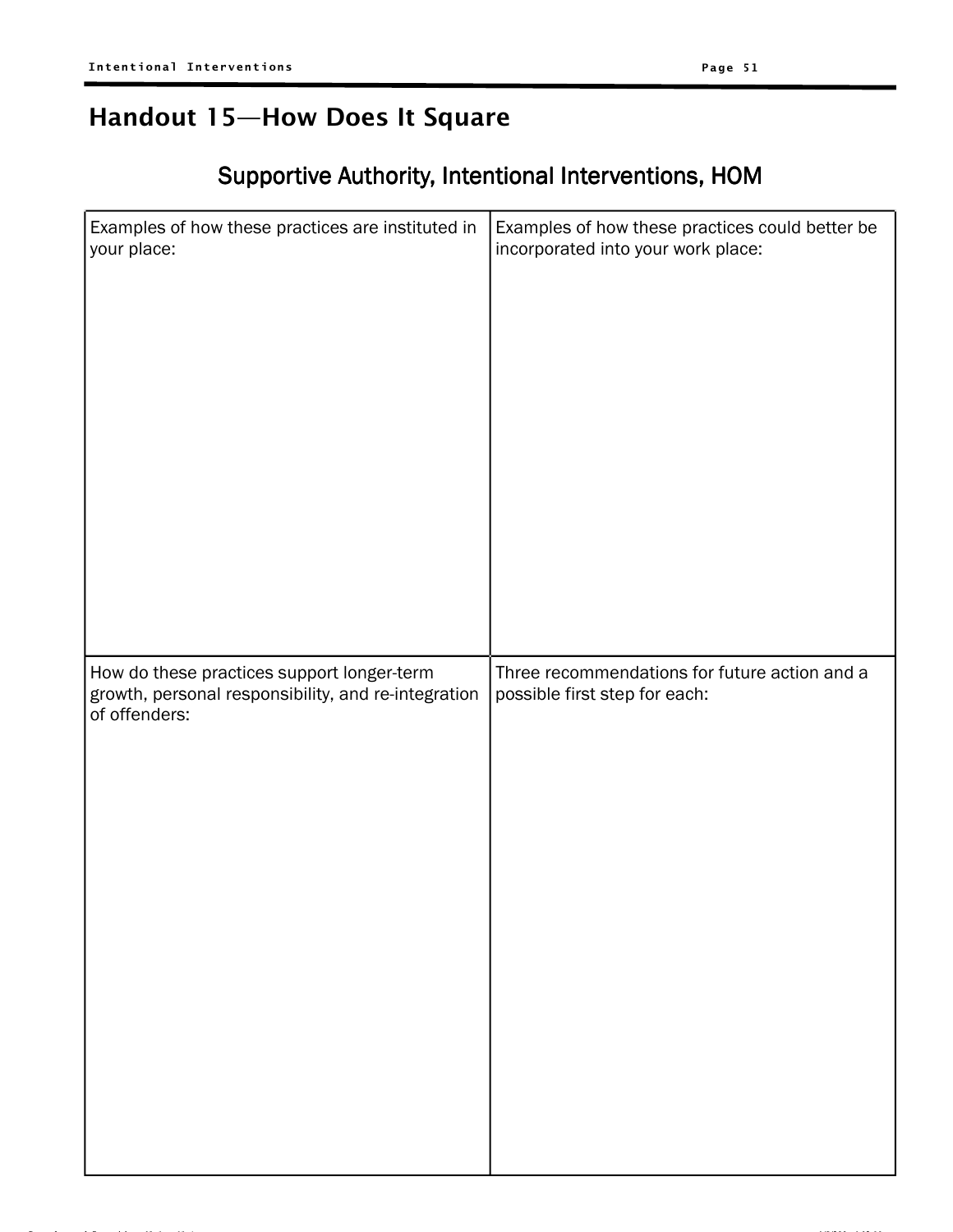# Handout 15—How Does It Square

## Supportive Authority, Intentional Interventions, HOM

| Examples of how these practices are instituted in your place: | Examples of how these practices could better be incorporated into your work place: |
|---|---|
| | |
| **How do these practices support longer-term growth, personal responsibility, and re-integration of offenders:** | **Three recommendations for future action and a possible first step for each:** |
| | |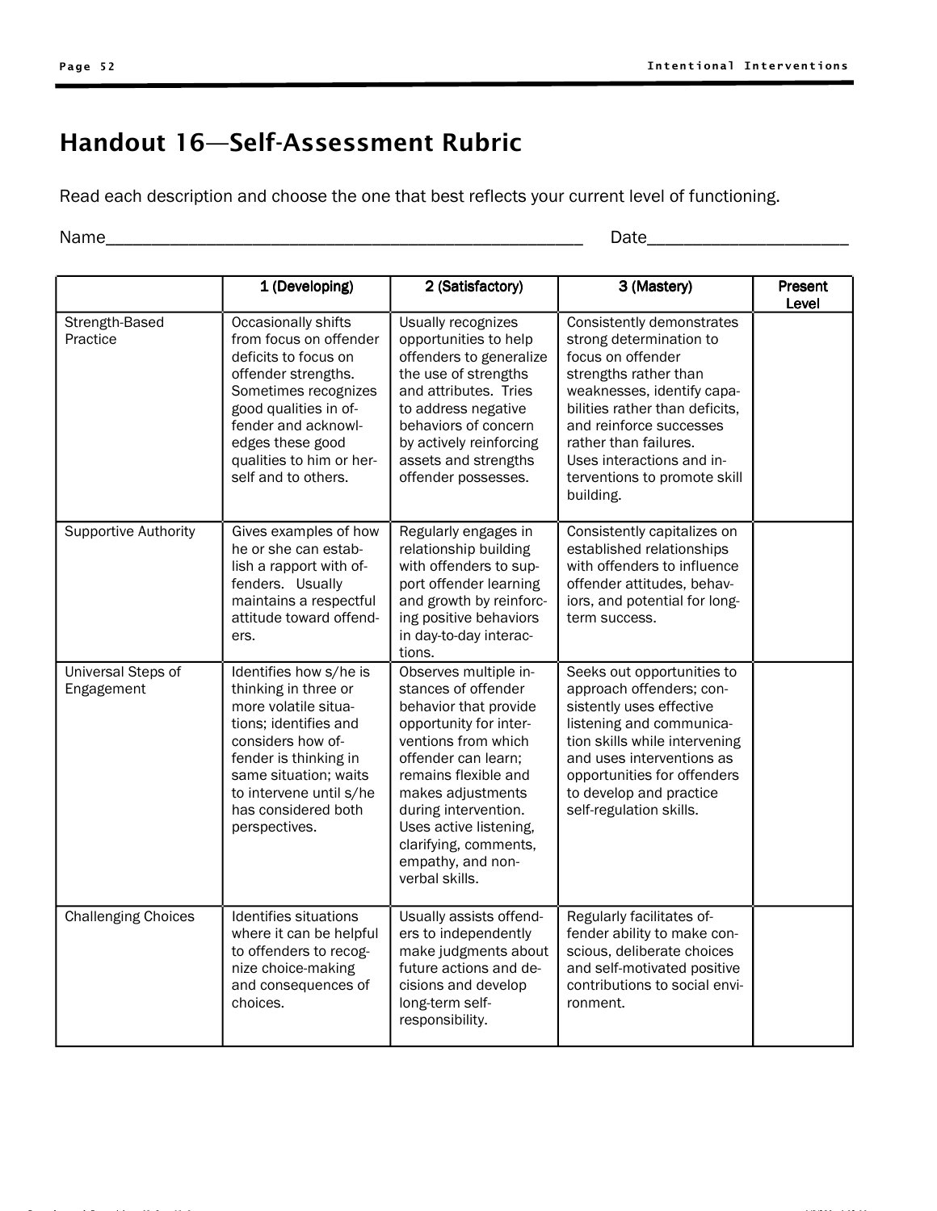# Handout 16—Self-Assessment Rubric

Read each description and choose the one that best reflects your current level of functioning.

Name_____________________________________________________ Date_____________________

| | 1 (Developing) | 2 (Satisfactory) | 3 (Mastery) | Present Level |
|---|---|---|---|---|
| Strength-Based Practice | Occasionally shifts from focus on offender deficits to focus on offender strengths. Sometimes recognizes good qualities in offender and acknowledges these good qualities to him or herself and to others. | Usually recognizes opportunities to help offenders to generalize the use of strengths and attributes. Tries to address negative behaviors of concern by actively reinforcing assets and strengths offender possesses. | Consistently demonstrates strong determination to focus on offender strengths rather than weaknesses, identify capabilities rather than deficits, and reinforce successes rather than failures. Uses interactions and interventions to promote skill building. | |
| Supportive Authority | Gives examples of how he or she can establish a rapport with offenders. Usually maintains a respectful attitude toward offenders. | Regularly engages in relationship building with offenders to support offender learning and growth by reinforcing positive behaviors in day-to-day interactions. | Consistently capitalizes on established relationships with offenders to influence offender attitudes, behaviors, and potential for long-term success. | |
| Universal Steps of Engagement | Identifies how s/he is thinking in three or more volatile situations; identifies and considers how offender is thinking in same situation; waits to intervene until s/he has considered both perspectives. | Observes multiple instances of offender behavior that provide opportunity for interventions from which offender can learn; remains flexible and makes adjustments during intervention. Uses active listening, clarifying, comments, empathy, and nonverbal skills. | Seeks out opportunities to approach offenders; consistently uses effective listening and communication skills while intervening and uses interventions as opportunities for offenders to develop and practice self-regulation skills. | |
| Challenging Choices | Identifies situations where it can be helpful to offenders to recognize choice-making and consequences of choices. | Usually assists offenders to independently make judgments about future actions and decisions and develop long-term self-responsibility. | Regularly facilitates offender ability to make conscious, deliberate choices and self-motivated positive contributions to social environment. | |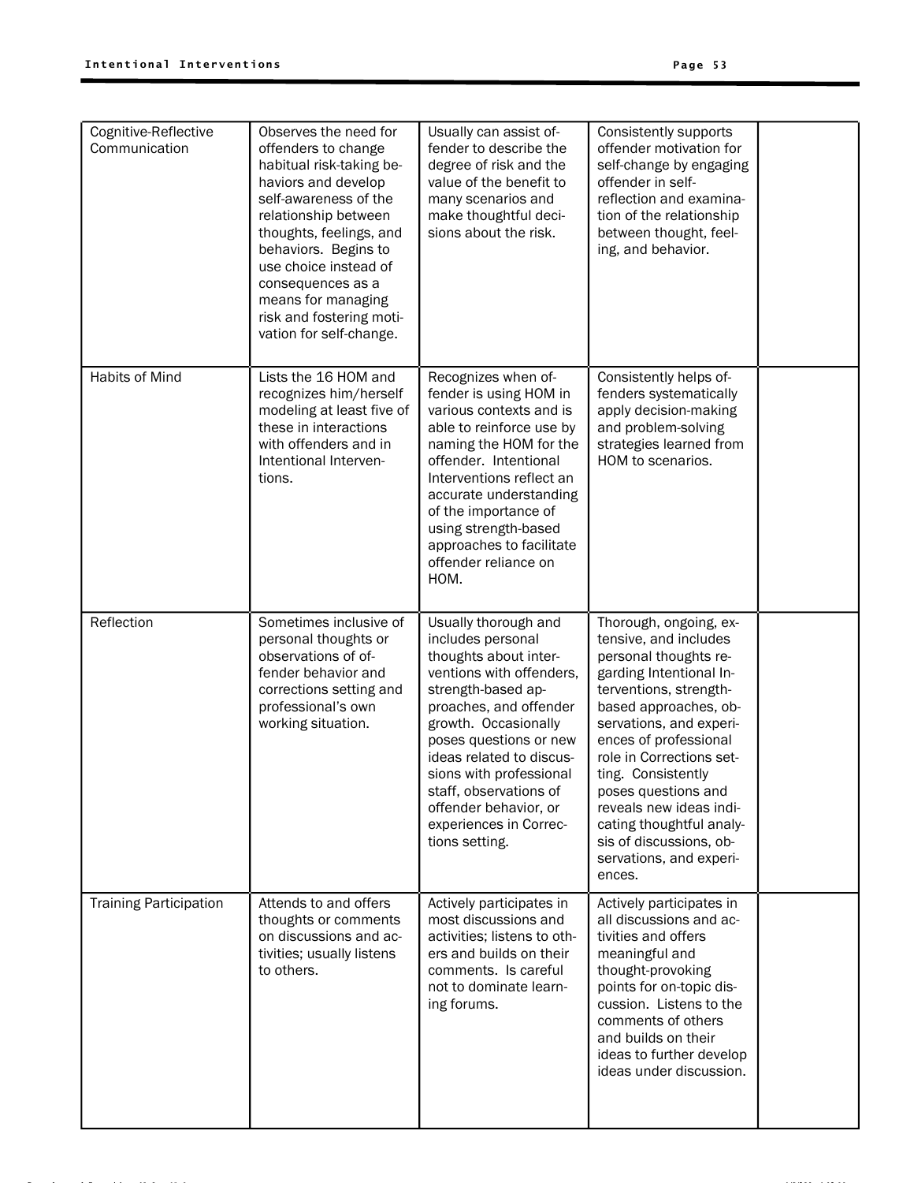| | | | | |
|---|---|---|---|---|
| Cognitive-Reflective Communication | Observes the need for offenders to change habitual risk-taking behaviors and develop self-awareness of the relationship between thoughts, feelings, and behaviors. Begins to use choice instead of consequences as a means for managing risk and fostering motivation for self-change. | Usually can assist offender to describe the degree of risk and the value of the benefit to many scenarios and make thoughtful decisions about the risk. | Consistently supports offender motivation for self-change by engaging offender in self-reflection and examination of the relationship between thought, feeling, and behavior. | |
| Habits of Mind | Lists the 16 HOM and recognizes him/herself modeling at least five of these in interactions with offenders and in Intentional Interventions. | Recognizes when offender is using HOM in various contexts and is able to reinforce use by naming the HOM for the offender. Intentional Interventions reflect an accurate understanding of the importance of using strength-based approaches to facilitate offender reliance on HOM. | Consistently helps offenders systematically apply decision-making and problem-solving strategies learned from HOM to scenarios. | |
| Reflection | Sometimes inclusive of personal thoughts or observations of offender behavior and corrections setting and professional's own working situation. | Usually thorough and includes personal thoughts about interventions with offenders, strength-based approaches, and offender growth. Occasionally poses questions or new ideas related to discussions with professional staff, observations of offender behavior, or experiences in Corrections setting. | Thorough, ongoing, extensive, and includes personal thoughts regarding Intentional Interventions, strength-based approaches, observations, and experiences of professional role in Corrections setting. Consistently poses questions and reveals new ideas indicating thoughtful analysis of discussions, observations, and experiences. | |
| Training Participation | Attends to and offers thoughts or comments on discussions and activities; usually listens to others. | Actively participates in most discussions and activities; listens to others and builds on their comments. Is careful not to dominate learning forums. | Actively participates in all discussions and activities and offers meaningful and thought-provoking points for on-topic discussion. Listens to the comments of others and builds on their ideas to further develop ideas under discussion. | |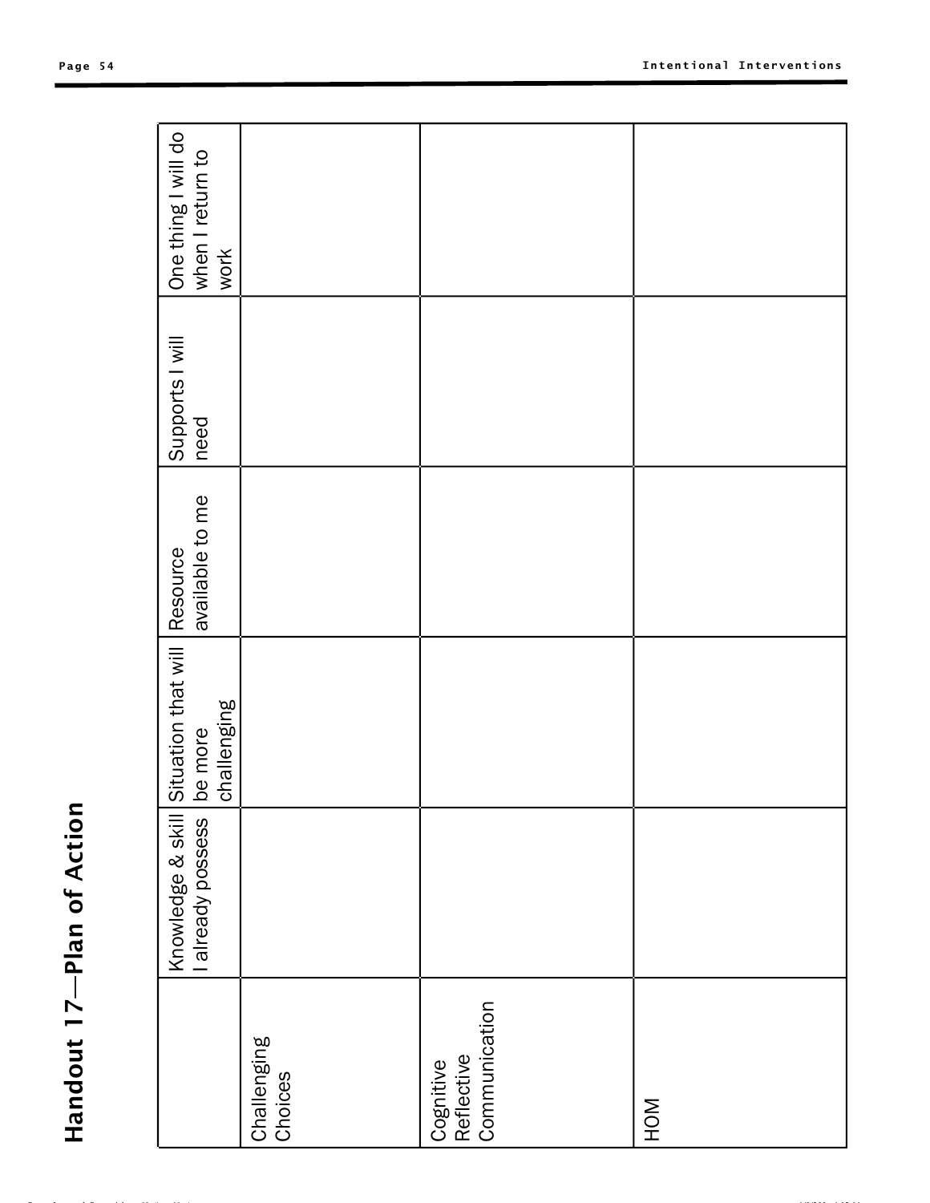# Handout 17—Plan of Action

| | Knowledge & skill I already possess | Situation that will be more challenging | Resource available to me | Supports I will need | One thing I will do when I return to work |
|---|---|---|---|---|---|
| Challenging Choices | | | | | |
| Cognitive Reflective Communication | | | | | |
| HOM | | | | | |